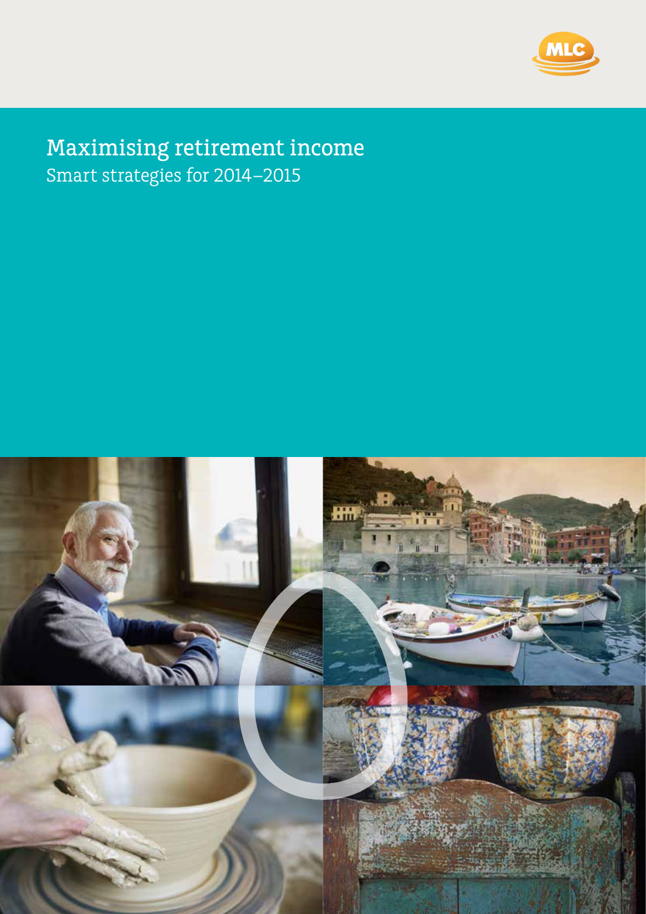# Maximising retirement income

## Smart strategies for 2014–2015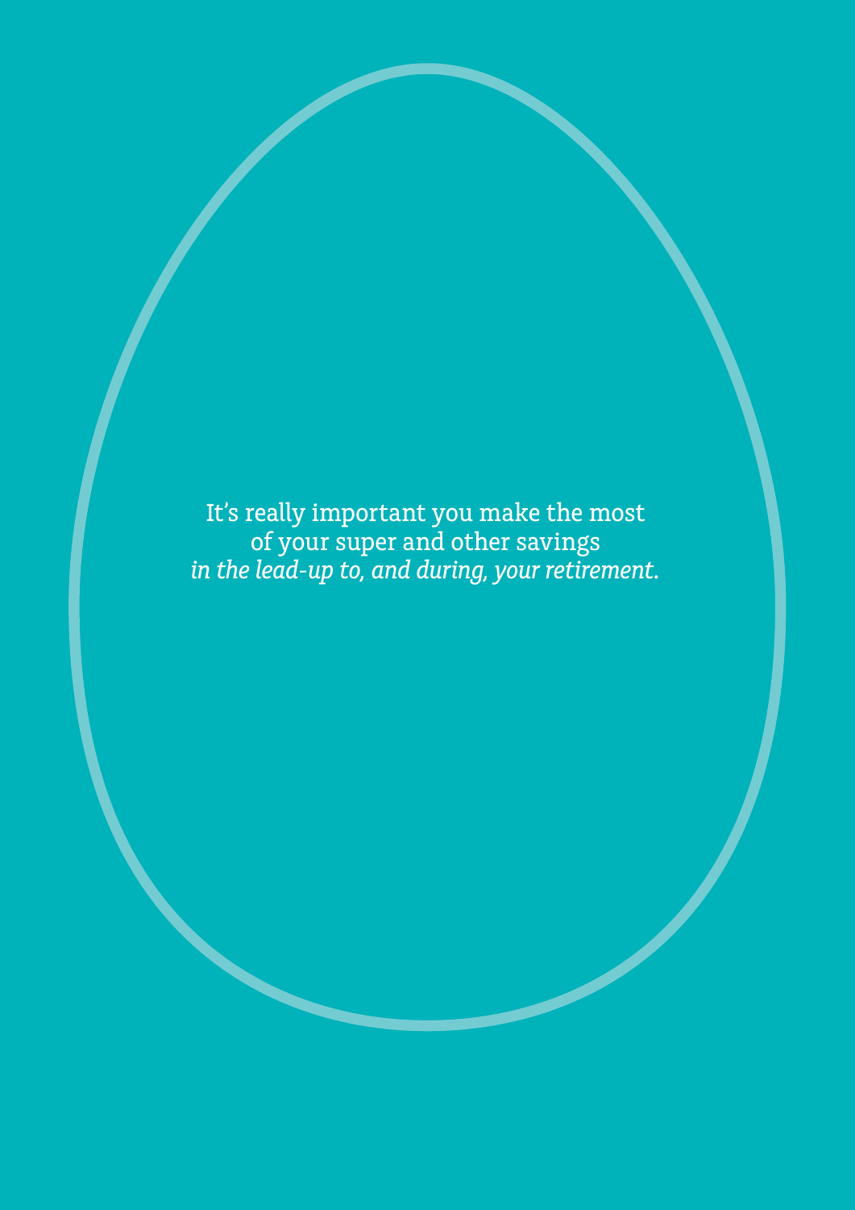It's really important you make the most of your super and other savings *in the lead-up to, and during, your retirement*.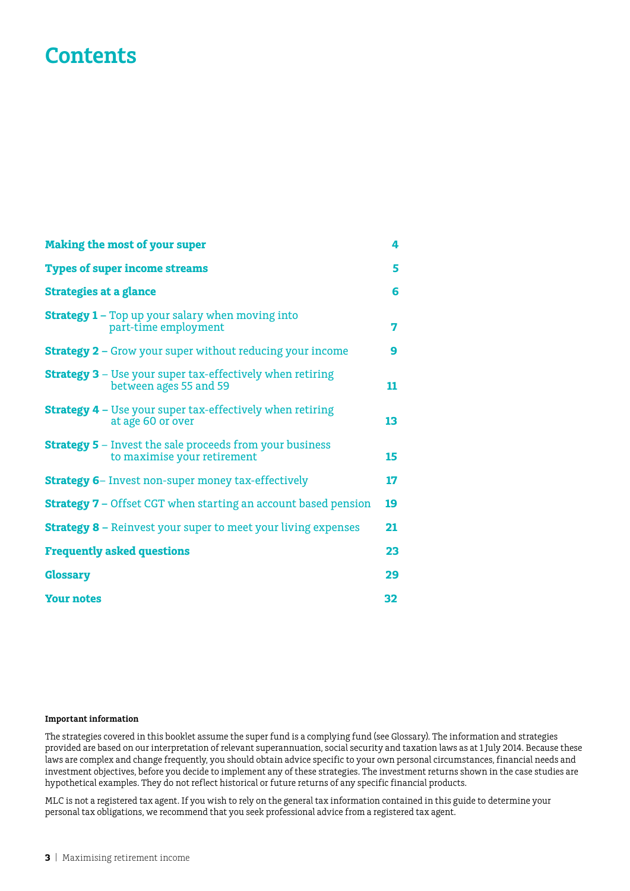# Contents

| | |
|---|---|
| **Making the most of your super** | **4** |
| **Types of super income streams** | **5** |
| **Strategies at a glance** | **6** |
| **Strategy 1 –** Top up your salary when moving into part-time employment | **7** |
| **Strategy 2 –** Grow your super without reducing your income | **9** |
| **Strategy 3** – Use your super tax-effectively when retiring between ages 55 and 59 | **11** |
| **Strategy 4 –** Use your super tax-effectively when retiring at age 60 or over | **13** |
| **Strategy 5** – Invest the sale proceeds from your business to maximise your retirement | **15** |
| **Strategy 6**– Invest non-super money tax-effectively | **17** |
| **Strategy 7 –** Offset CGT when starting an account based pension | **19** |
| **Strategy 8 –** Reinvest your super to meet your living expenses | **21** |
| **Frequently asked questions** | **23** |
| **Glossary** | **29** |
| **Your notes** | **32** |

**Important information**

The strategies covered in this booklet assume the super fund is a complying fund (see Glossary). The information and strategies provided are based on our interpretation of relevant superannuation, social security and taxation laws as at 1 July 2014. Because these laws are complex and change frequently, you should obtain advice specific to your own personal circumstances, financial needs and investment objectives, before you decide to implement any of these strategies. The investment returns shown in the case studies are hypothetical examples. They do not reflect historical or future returns of any specific financial products.

MLC is not a registered tax agent. If you wish to rely on the general tax information contained in this guide to determine your personal tax obligations, we recommend that you seek professional advice from a registered tax agent.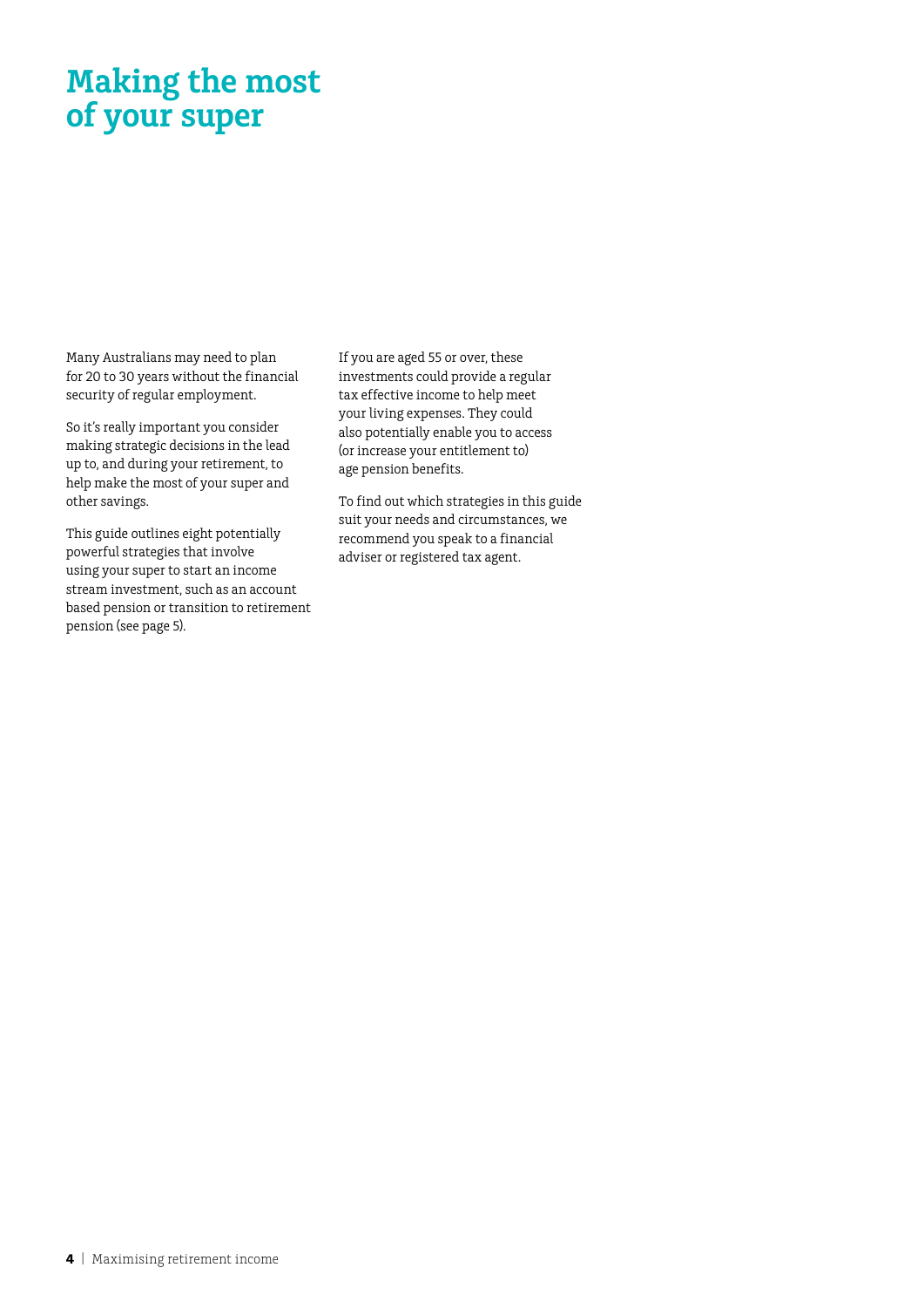# Making the most of your super

Many Australians may need to plan for 20 to 30 years without the financial security of regular employment.

So it's really important you consider making strategic decisions in the lead up to, and during your retirement, to help make the most of your super and other savings.

This guide outlines eight potentially powerful strategies that involve using your super to start an income stream investment, such as an account based pension or transition to retirement pension (see page 5).

If you are aged 55 or over, these investments could provide a regular tax effective income to help meet your living expenses. They could also potentially enable you to access (or increase your entitlement to) age pension benefits.

To find out which strategies in this guide suit your needs and circumstances, we recommend you speak to a financial adviser or registered tax agent.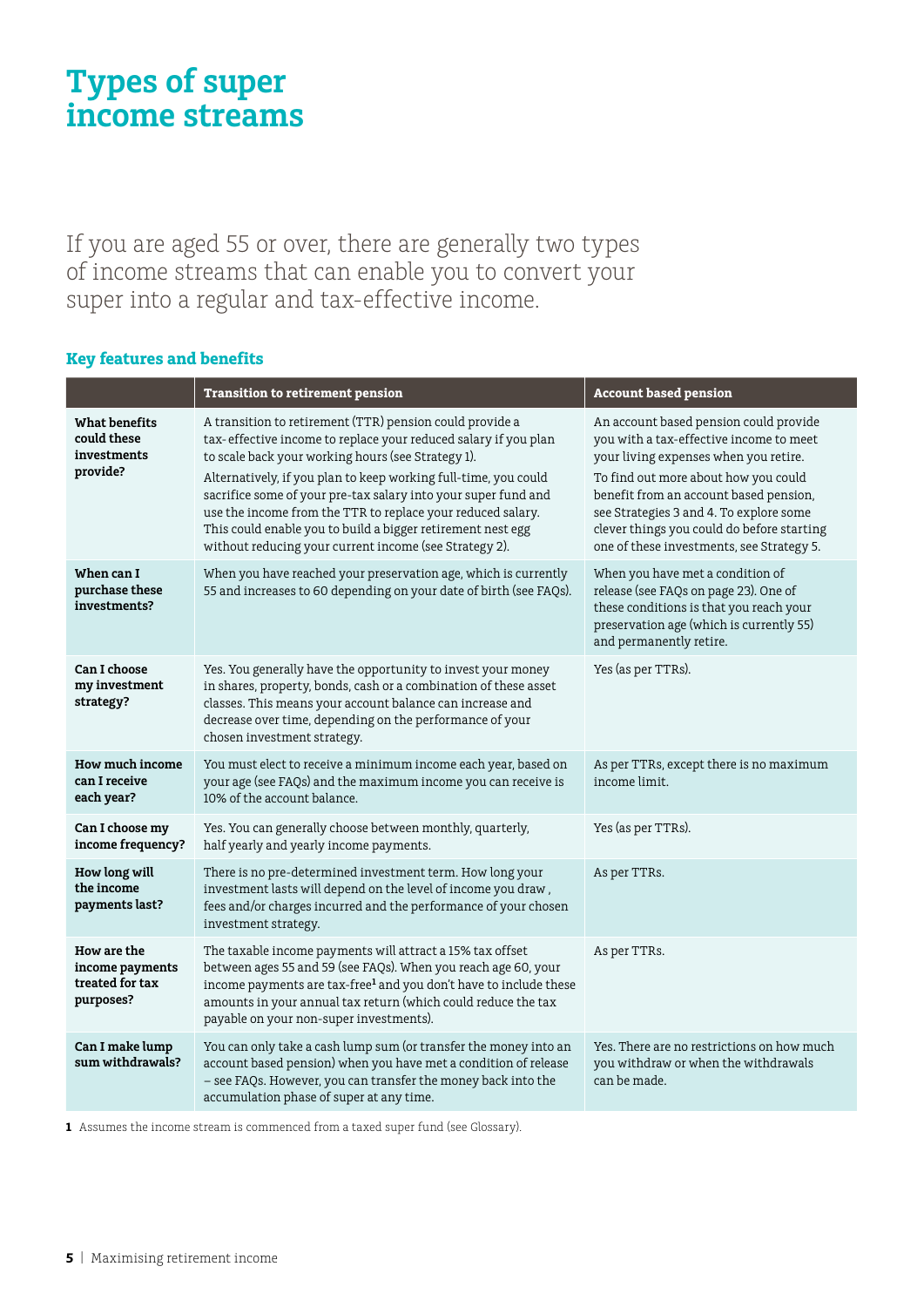# Types of super income streams

If you are aged 55 or over, there are generally two types of income streams that can enable you to convert your super into a regular and tax-effective income.

### Key features and benefits

| | Transition to retirement pension | Account based pension |
|---|---|---|
| **What benefits could these investments provide?** | A transition to retirement (TTR) pension could provide a tax- effective income to replace your reduced salary if you plan to scale back your working hours (see Strategy 1).<br>Alternatively, if you plan to keep working full-time, you could sacrifice some of your pre-tax salary into your super fund and use the income from the TTR to replace your reduced salary. This could enable you to build a bigger retirement nest egg without reducing your current income (see Strategy 2). | An account based pension could provide you with a tax-effective income to meet your living expenses when you retire.<br>To find out more about how you could benefit from an account based pension, see Strategies 3 and 4. To explore some clever things you could do before starting one of these investments, see Strategy 5. |
| **When can I purchase these investments?** | When you have reached your preservation age, which is currently 55 and increases to 60 depending on your date of birth (see FAQs). | When you have met a condition of release (see FAQs on page 23). One of these conditions is that you reach your preservation age (which is currently 55) and permanently retire. |
| **Can I choose my investment strategy?** | Yes. You generally have the opportunity to invest your money in shares, property, bonds, cash or a combination of these asset classes. This means your account balance can increase and decrease over time, depending on the performance of your chosen investment strategy. | Yes (as per TTRs). |
| **How much income can I receive each year?** | You must elect to receive a minimum income each year, based on your age (see FAQs) and the maximum income you can receive is 10% of the account balance. | As per TTRs, except there is no maximum income limit. |
| **Can I choose my income frequency?** | Yes. You can generally choose between monthly, quarterly, half yearly and yearly income payments. | Yes (as per TTRs). |
| **How long will the income payments last?** | There is no pre-determined investment term. How long your investment lasts will depend on the level of income you draw , fees and/or charges incurred and the performance of your chosen investment strategy. | As per TTRs. |
| **How are the income payments treated for tax purposes?** | The taxable income payments will attract a 15% tax offset between ages 55 and 59 (see FAQs). When you reach age 60, your income payments are tax-free[1] and you don't have to include these amounts in your annual tax return (which could reduce the tax payable on your non-super investments). | As per TTRs. |
| **Can I make lump sum withdrawals?** | You can only take a cash lump sum (or transfer the money into an account based pension) when you have met a condition of release – see FAQs. However, you can transfer the money back into the accumulation phase of super at any time. | Yes. There are no restrictions on how much you withdraw or when the withdrawals can be made. |

**1** Assumes the income stream is commenced from a taxed super fund (see Glossary).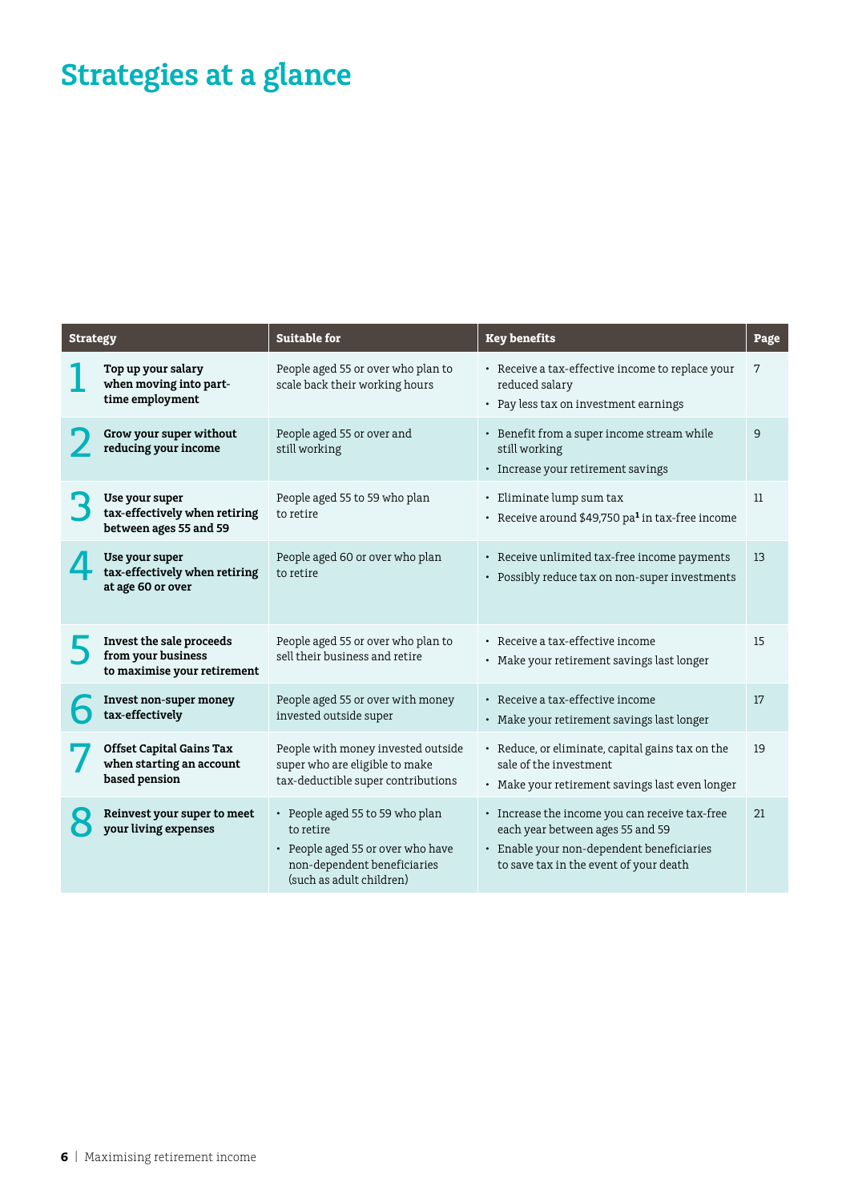# Strategies at a glance

| Strategy | Suitable for | Key benefits | Page |
|---|---|---|---|
| 1 **Top up your salary when moving into part-time employment** | People aged 55 or over who plan to scale back their working hours | • Receive a tax-effective income to replace your reduced salary<br>• Pay less tax on investment earnings | 7 |
| 2 **Grow your super without reducing your income** | People aged 55 or over and still working | • Benefit from a super income stream while still working<br>• Increase your retirement savings | 9 |
| 3 **Use your super tax-effectively when retiring between ages 55 and 59** | People aged 55 to 59 who plan to retire | • Eliminate lump sum tax<br>• Receive around $49,750 pa[1] in tax-free income | 11 |
| 4 **Use your super tax-effectively when retiring at age 60 or over** | People aged 60 or over who plan to retire | • Receive unlimited tax-free income payments<br>• Possibly reduce tax on non-super investments | 13 |
| 5 **Invest the sale proceeds from your business to maximise your retirement** | People aged 55 or over who plan to sell their business and retire | • Receive a tax-effective income<br>• Make your retirement savings last longer | 15 |
| 6 **Invest non-super money tax-effectively** | People aged 55 or over with money invested outside super | • Receive a tax-effective income<br>• Make your retirement savings last longer | 17 |
| 7 **Offset Capital Gains Tax when starting an account based pension** | People with money invested outside super who are eligible to make tax-deductible super contributions | • Reduce, or eliminate, capital gains tax on the sale of the investment<br>• Make your retirement savings last even longer | 19 |
| 8 **Reinvest your super to meet your living expenses** | • People aged 55 to 59 who plan to retire<br>• People aged 55 or over who have non-dependent beneficiaries (such as adult children) | • Increase the income you can receive tax-free each year between ages 55 and 59<br>• Enable your non-dependent beneficiaries to save tax in the event of your death | 21 |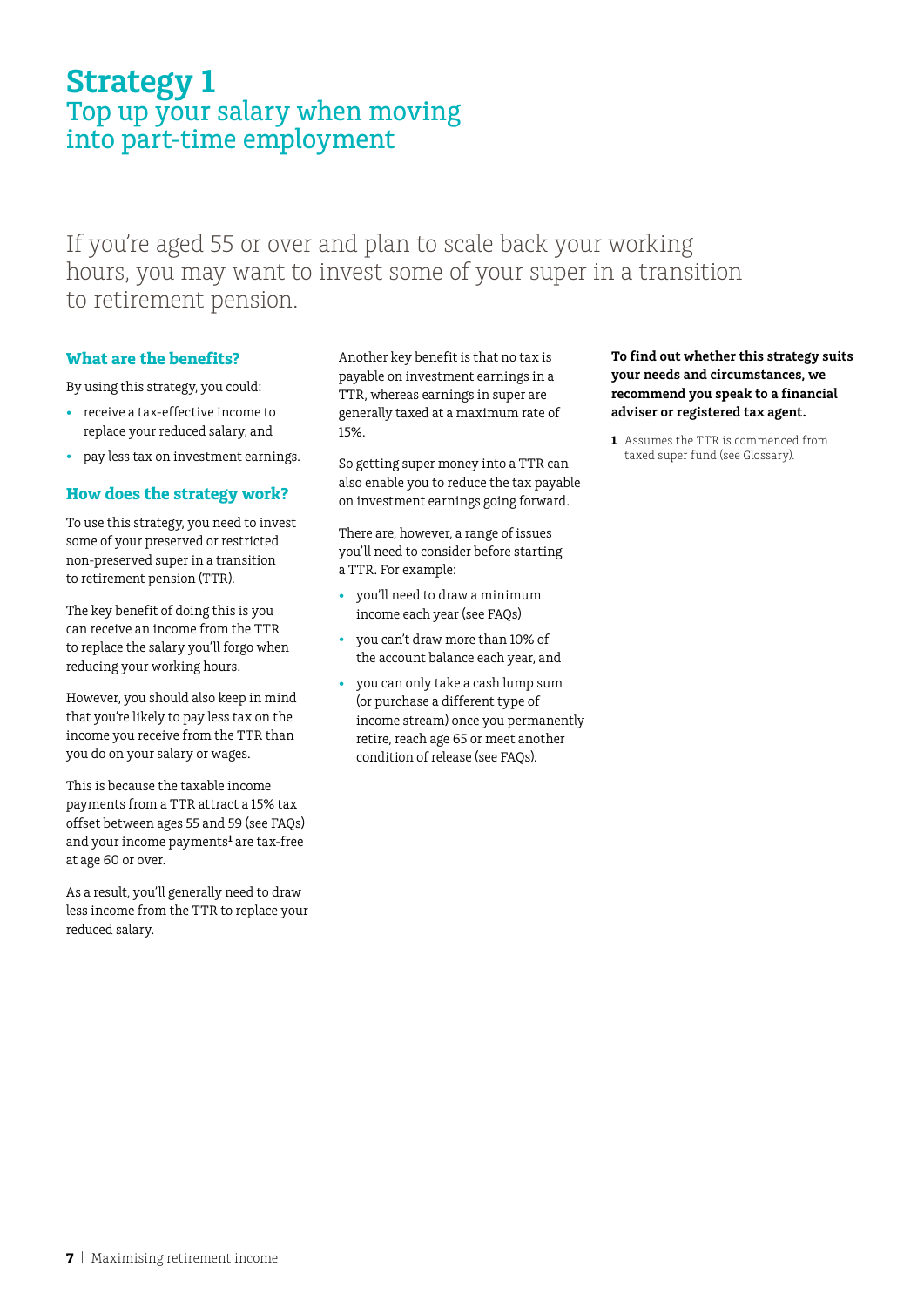# Strategy 1

## Top up your salary when moving into part-time employment

If you're aged 55 or over and plan to scale back your working hours, you may want to invest some of your super in a transition to retirement pension.

### What are the benefits?

By using this strategy, you could:

- receive a tax-effective income to replace your reduced salary, and
- pay less tax on investment earnings.

### How does the strategy work?

To use this strategy, you need to invest some of your preserved or restricted non-preserved super in a transition to retirement pension (TTR).

The key benefit of doing this is you can receive an income from the TTR to replace the salary you'll forgo when reducing your working hours.

However, you should also keep in mind that you're likely to pay less tax on the income you receive from the TTR than you do on your salary or wages.

This is because the taxable income payments from a TTR attract a 15% tax offset between ages 55 and 59 (see FAQs) and your income payments[1] are tax-free at age 60 or over.

As a result, you'll generally need to draw less income from the TTR to replace your reduced salary.

Another key benefit is that no tax is payable on investment earnings in a TTR, whereas earnings in super are generally taxed at a maximum rate of 15%.

So getting super money into a TTR can also enable you to reduce the tax payable on investment earnings going forward.

There are, however, a range of issues you'll need to consider before starting a TTR. For example:

- you'll need to draw a minimum income each year (see FAQs)
- you can't draw more than 10% of the account balance each year, and
- you can only take a cash lump sum (or purchase a different type of income stream) once you permanently retire, reach age 65 or meet another condition of release (see FAQs).

**To find out whether this strategy suits your needs and circumstances, we recommend you speak to a financial adviser or registered tax agent.**

**1** Assumes the TTR is commenced from taxed super fund (see Glossary).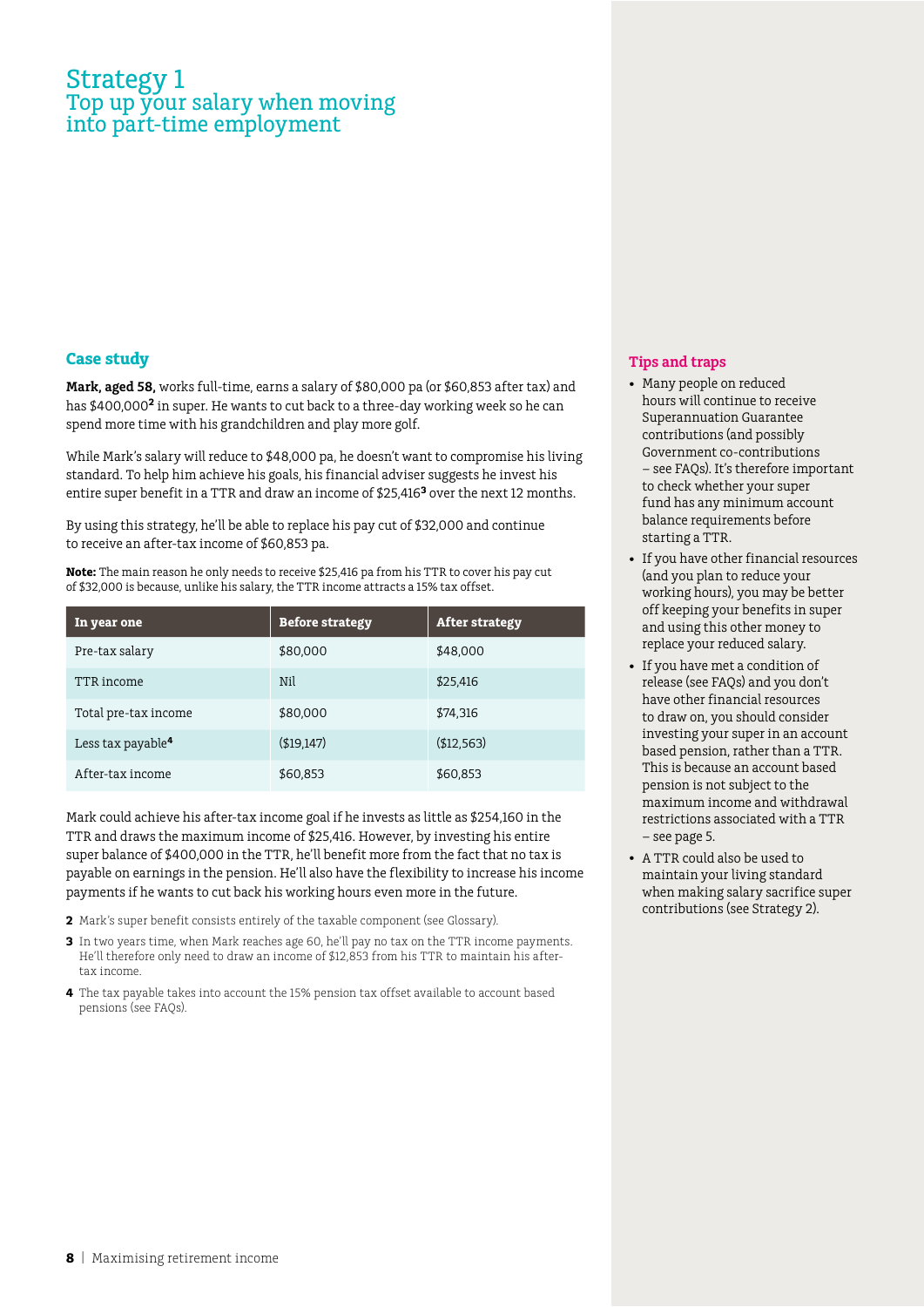# Strategy 1
## Top up your salary when moving into part-time employment

### Case study

**Mark, aged 58,** works full-time, earns a salary of $80,000 pa (or $60,853 after tax) and has $400,000[2] in super. He wants to cut back to a three-day working week so he can spend more time with his grandchildren and play more golf.

While Mark's salary will reduce to $48,000 pa, he doesn't want to compromise his living standard. To help him achieve his goals, his financial adviser suggests he invest his entire super benefit in a TTR and draw an income of $25,416[3] over the next 12 months.

By using this strategy, he'll be able to replace his pay cut of $32,000 and continue to receive an after-tax income of $60,853 pa.

**Note:** The main reason he only needs to receive $25,416 pa from his TTR to cover his pay cut of $32,000 is because, unlike his salary, the TTR income attracts a 15% tax offset.

| In year one | Before strategy | After strategy |
|---|---|---|
| Pre-tax salary | $80,000 | $48,000 |
| TTR income | Nil | $25,416 |
| Total pre-tax income | $80,000 | $74,316 |
| Less tax payable[4] | ($19,147) | ($12,563) |
| After-tax income | $60,853 | $60,853 |

Mark could achieve his after-tax income goal if he invests as little as $254,160 in the TTR and draws the maximum income of $25,416. However, by investing his entire super balance of $400,000 in the TTR, he'll benefit more from the fact that no tax is payable on earnings in the pension. He'll also have the flexibility to increase his income payments if he wants to cut back his working hours even more in the future.

[2] Mark's super benefit consists entirely of the taxable component (see Glossary).

[3] In two years time, when Mark reaches age 60, he'll pay no tax on the TTR income payments. He'll therefore only need to draw an income of $12,853 from his TTR to maintain his after-tax income.

[4] The tax payable takes into account the 15% pension tax offset available to account based pensions (see FAQs).

### Tips and traps

- Many people on reduced hours will continue to receive Superannuation Guarantee contributions (and possibly Government co-contributions – see FAQs). It's therefore important to check whether your super fund has any minimum account balance requirements before starting a TTR.
- If you have other financial resources (and you plan to reduce your working hours), you may be better off keeping your benefits in super and using this other money to replace your reduced salary.
- If you have met a condition of release (see FAQs) and you don't have other financial resources to draw on, you should consider investing your super in an account based pension, rather than a TTR. This is because an account based pension is not subject to the maximum income and withdrawal restrictions associated with a TTR – see page 5.
- A TTR could also be used to maintain your living standard when making salary sacrifice super contributions (see Strategy 2).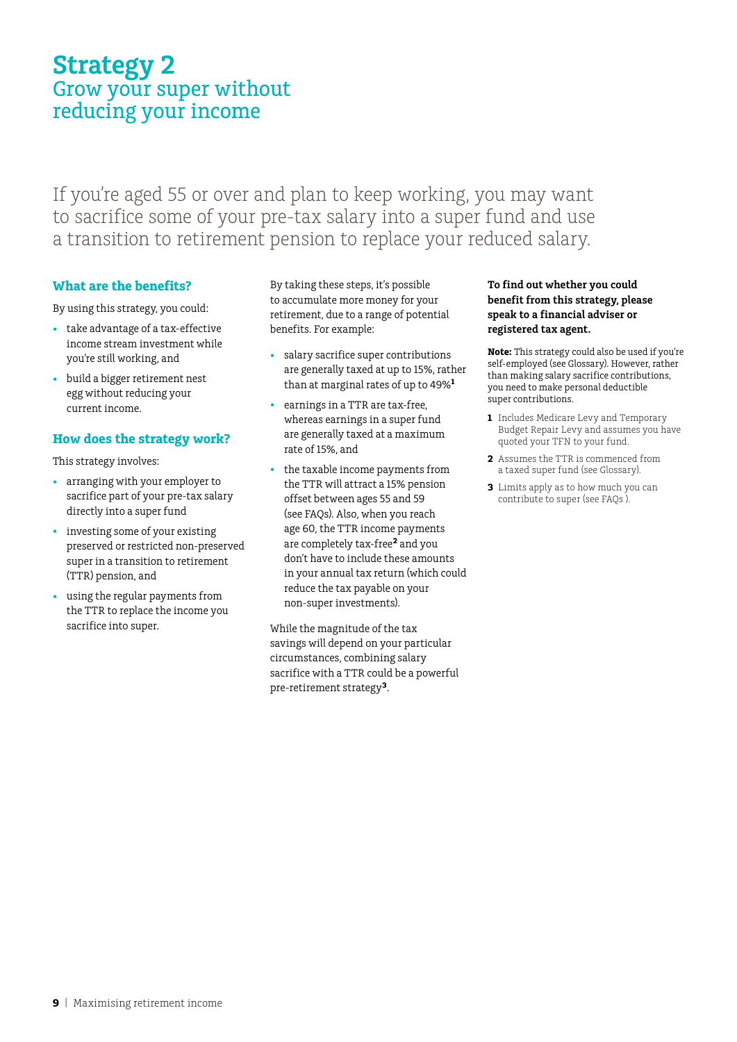# Strategy 2
## Grow your super without reducing your income

If you're aged 55 or over and plan to keep working, you may want to sacrifice some of your pre-tax salary into a super fund and use a transition to retirement pension to replace your reduced salary.

### What are the benefits?

By using this strategy, you could:

- take advantage of a tax-effective income stream investment while you're still working, and
- build a bigger retirement nest egg without reducing your current income.

### How does the strategy work?

This strategy involves:

- arranging with your employer to sacrifice part of your pre-tax salary directly into a super fund
- investing some of your existing preserved or restricted non-preserved super in a transition to retirement (TTR) pension, and
- using the regular payments from the TTR to replace the income you sacrifice into super.

By taking these steps, it's possible to accumulate more money for your retirement, due to a range of potential benefits. For example:

- salary sacrifice super contributions are generally taxed at up to 15%, rather than at marginal rates of up to 49%[1]
- earnings in a TTR are tax-free, whereas earnings in a super fund are generally taxed at a maximum rate of 15%, and
- the taxable income payments from the TTR will attract a 15% pension offset between ages 55 and 59 (see FAQs). Also, when you reach age 60, the TTR income payments are completely tax-free[2] and you don't have to include these amounts in your annual tax return (which could reduce the tax payable on your non-super investments).

While the magnitude of the tax savings will depend on your particular circumstances, combining salary sacrifice with a TTR could be a powerful pre-retirement strategy[3].

**To find out whether you could benefit from this strategy, please speak to a financial adviser or registered tax agent.**

**Note:** This strategy could also be used if you're self-employed (see Glossary). However, rather than making salary sacrifice contributions, you need to make personal deductible super contributions.

1 Includes Medicare Levy and Temporary Budget Repair Levy and assumes you have quoted your TFN to your fund.

2 Assumes the TTR is commenced from a taxed super fund (see Glossary).

3 Limits apply as to how much you can contribute to super (see FAQs ).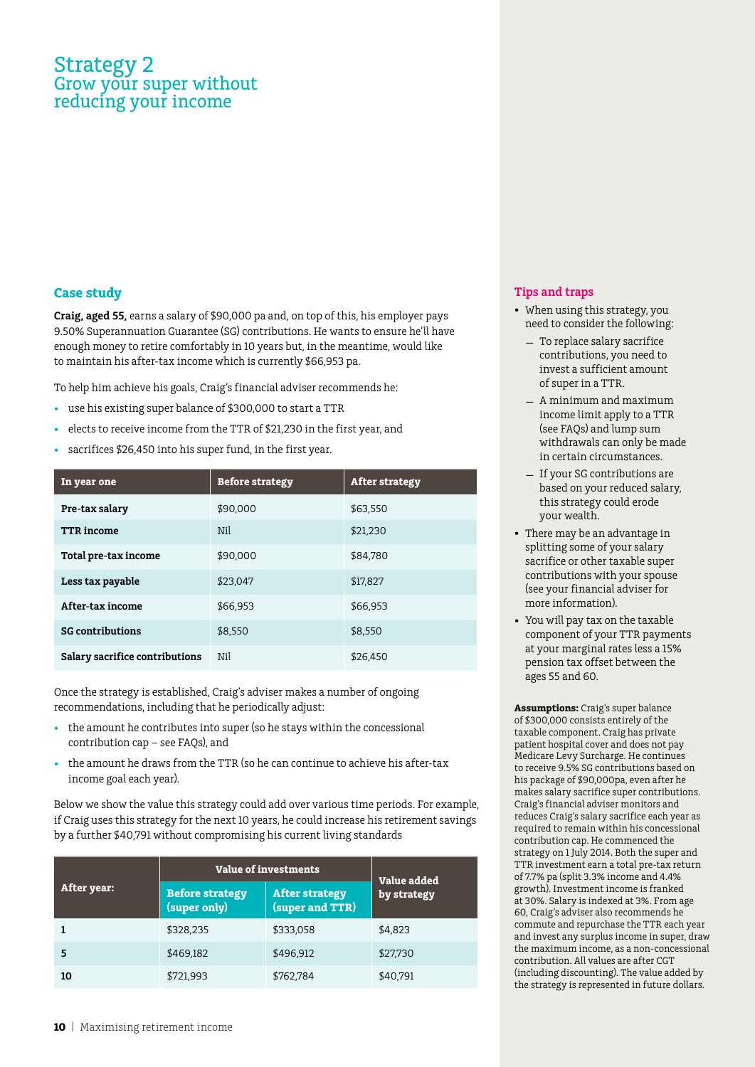# Strategy 2
## Grow your super without reducing your income

### Case study

**Craig, aged 55,** earns a salary of $90,000 pa and, on top of this, his employer pays 9.50% Superannuation Guarantee (SG) contributions. He wants to ensure he'll have enough money to retire comfortably in 10 years but, in the meantime, would like to maintain his after-tax income which is currently $66,953 pa.

To help him achieve his goals, Craig's financial adviser recommends he:

- use his existing super balance of $300,000 to start a TTR
- elects to receive income from the TTR of $21,230 in the first year, and
- sacrifices $26,450 into his super fund, in the first year.

| In year one | Before strategy | After strategy |
|---|---|---|
| **Pre-tax salary** | $90,000 | $63,550 |
| **TTR income** | Nil | $21,230 |
| **Total pre-tax income** | $90,000 | $84,780 |
| **Less tax payable** | $23,047 | $17,827 |
| **After-tax income** | $66,953 | $66,953 |
| **SG contributions** | $8,550 | $8,550 |
| **Salary sacrifice contributions** | Nil | $26,450 |

Once the strategy is established, Craig's adviser makes a number of ongoing recommendations, including that he periodically adjust:

- the amount he contributes into super (so he stays within the concessional contribution cap – see FAQs), and
- the amount he draws from the TTR (so he can continue to achieve his after-tax income goal each year).

Below we show the value this strategy could add over various time periods. For example, if Craig uses this strategy for the next 10 years, he could increase his retirement savings by a further $40,791 without compromising his current living standards

| After year: | Value of investments | | Value added by strategy |
|---|---|---|---|
| | Before strategy (super only) | After strategy (super and TTR) | |
| **1** | $328,235 | $333,058 | $4,823 |
| **5** | $469,182 | $496,912 | $27,730 |
| **10** | $721,993 | $762,784 | $40,791 |

### Tips and traps

- When using this strategy, you need to consider the following:
  - To replace salary sacrifice contributions, you need to invest a sufficient amount of super in a TTR.
  - A minimum and maximum income limit apply to a TTR (see FAQs) and lump sum withdrawals can only be made in certain circumstances.
  - If your SG contributions are based on your reduced salary, this strategy could erode your wealth.
- There may be an advantage in splitting some of your salary sacrifice or other taxable super contributions with your spouse (see your financial adviser for more information).
- You will pay tax on the taxable component of your TTR payments at your marginal rates less a 15% pension tax offset between the ages 55 and 60.

**Assumptions:** Craig's super balance of $300,000 consists entirely of the taxable component. Craig has private patient hospital cover and does not pay Medicare Levy Surcharge. He continues to receive 9.5% SG contributions based on his package of $90,000pa, even after he makes salary sacrifice super contributions. Craig's financial adviser monitors and reduces Craig's salary sacrifice each year as required to remain within his concessional contribution cap. He commenced the strategy on 1 July 2014. Both the super and TTR investment earn a total pre-tax return of 7.7% pa (split 3.3% income and 4.4% growth). Investment income is franked at 30%. Salary is indexed at 3%. From age 60, Craig's adviser also recommends he commute and repurchase the TTR each year and invest any surplus income in super, draw the maximum income, as a non-concessional contribution. All values are after CGT (including discounting). The value added by the strategy is represented in future dollars.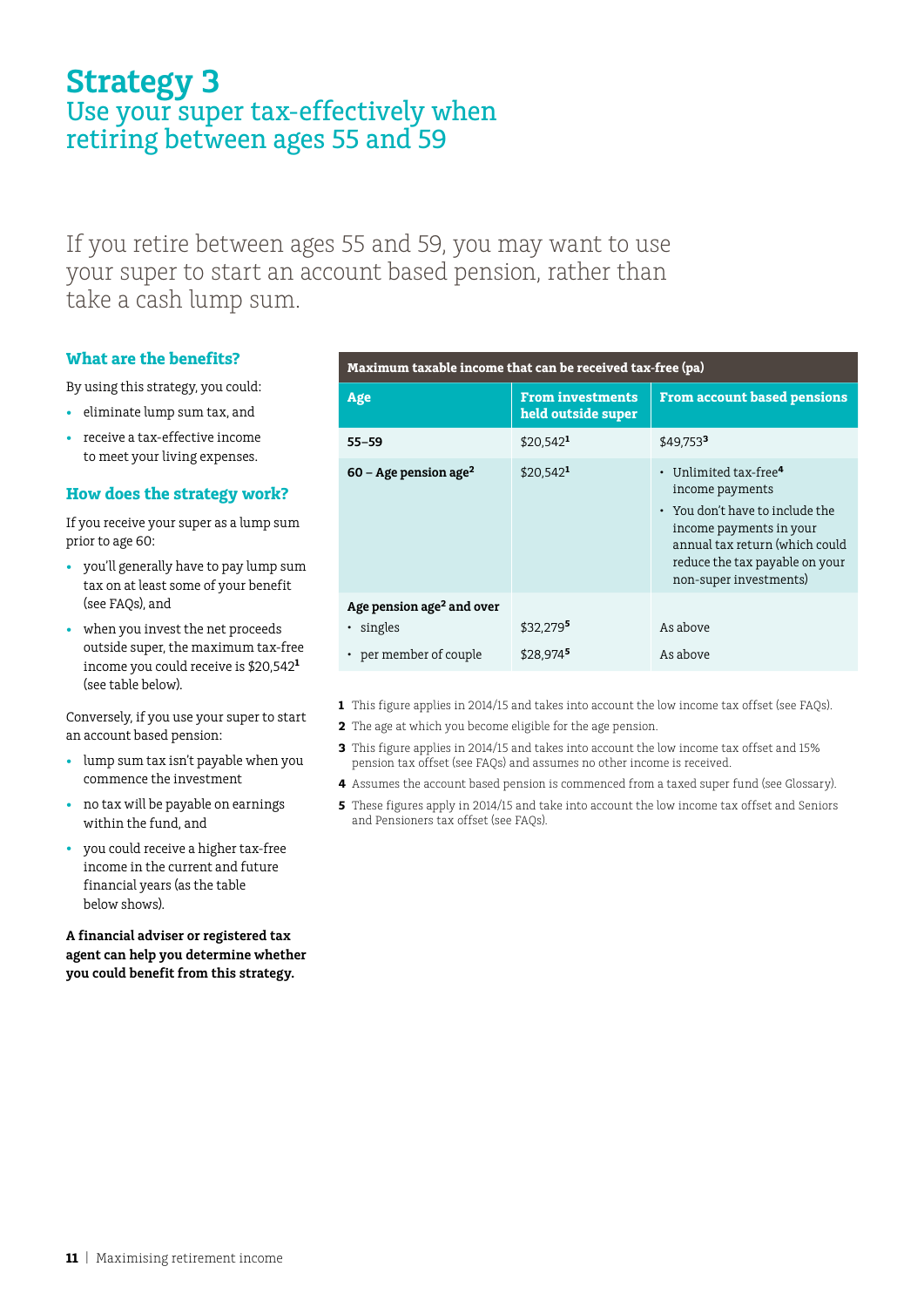# Strategy 3

## Use your super tax-effectively when retiring between ages 55 and 59

If you retire between ages 55 and 59, you may want to use your super to start an account based pension, rather than take a cash lump sum.

### What are the benefits?

By using this strategy, you could:

- eliminate lump sum tax, and
- receive a tax-effective income to meet your living expenses.

### How does the strategy work?

If you receive your super as a lump sum prior to age 60:

- you'll generally have to pay lump sum tax on at least some of your benefit (see FAQs), and
- when you invest the net proceeds outside super, the maximum tax-free income you could receive is $20,542[1] (see table below).

Conversely, if you use your super to start an account based pension:

- lump sum tax isn't payable when you commence the investment
- no tax will be payable on earnings within the fund, and
- you could receive a higher tax-free income in the current and future financial years (as the table below shows).

**A financial adviser or registered tax agent can help you determine whether you could benefit from this strategy.**

| Maximum taxable income that can be received tax-free (pa) | | |
|---|---|---|
| **Age** | **From investments held outside super** | **From account based pensions** |
| **55–59** | $20,542[1] | $49,753[3] |
| **60 – Age pension age[2]** | $20,542[1] | • Unlimited tax-free[4] income payments<br>• You don't have to include the income payments in your annual tax return (which could reduce the tax payable on your non-super investments) |
| **Age pension age[2] and over** | | |
| • singles | $32,279[5] | As above |
| • per member of couple | $28,974[5] | As above |

**1** This figure applies in 2014/15 and takes into account the low income tax offset (see FAQs).

**2** The age at which you become eligible for the age pension.

**3** This figure applies in 2014/15 and takes into account the low income tax offset and 15% pension tax offset (see FAQs) and assumes no other income is received.

**4** Assumes the account based pension is commenced from a taxed super fund (see Glossary).

**5** These figures apply in 2014/15 and take into account the low income tax offset and Seniors and Pensioners tax offset (see FAQs).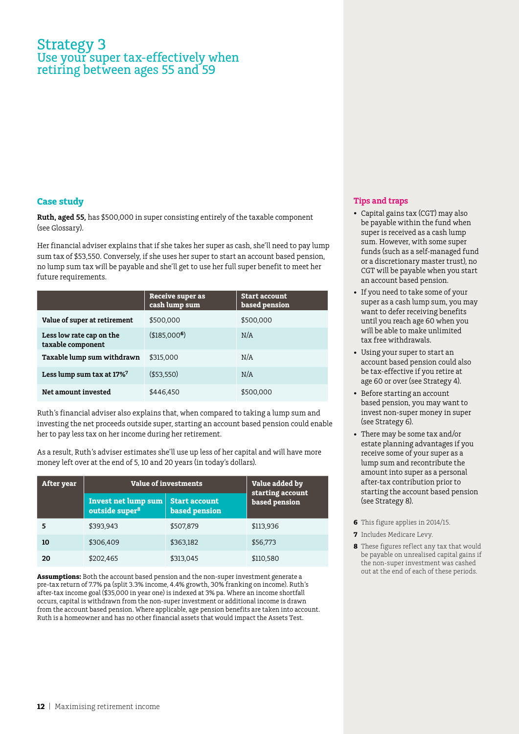# Strategy 3

## Use your super tax-effectively when retiring between ages 55 and 59

### Case study

**Ruth, aged 55,** has $500,000 in super consisting entirely of the taxable component (see Glossary).

Her financial adviser explains that if she takes her super as cash, she'll need to pay lump sum tax of $53,550. Conversely, if she uses her super to start an account based pension, no lump sum tax will be payable and she'll get to use her full super benefit to meet her future requirements.

| | Receive super as cash lump sum | Start account based pension |
|---|---|---|
| **Value of super at retirement** | $500,000 | $500,000 |
| **Less low rate cap on the taxable component** | ($185,000[6]) | N/A |
| **Taxable lump sum withdrawn** | $315,000 | N/A |
| **Less lump sum tax at 17%[7]** | ($53,550) | N/A |
| **Net amount invested** | $446,450 | $500,000 |

Ruth's financial adviser also explains that, when compared to taking a lump sum and investing the net proceeds outside super, starting an account based pension could enable her to pay less tax on her income during her retirement.

As a result, Ruth's adviser estimates she'll use up less of her capital and will have more money left over at the end of 5, 10 and 20 years (in today's dollars).

| After year | Value of investments | | Value added by starting account based pension |
|---|---|---|---|
| | Invest net lump sum outside super[8] | Start account based pension | |
| **5** | $393,943 | $507,879 | $113,936 |
| **10** | $306,409 | $363,182 | $56,773 |
| **20** | $202,465 | $313,045 | $110,580 |

**Assumptions:** Both the account based pension and the non-super investment generate a pre-tax return of 7.7% pa (split 3.3% income, 4.4% growth, 30% franking on income). Ruth's after-tax income goal ($35,000 in year one) is indexed at 3% pa. Where an income shortfall occurs, capital is withdrawn from the non-super investment or additional income is drawn from the account based pension. Where applicable, age pension benefits are taken into account. Ruth is a homeowner and has no other financial assets that would impact the Assets Test.

### Tips and traps

- Capital gains tax (CGT) may also be payable within the fund when super is received as a cash lump sum. However, with some super funds (such as a self-managed fund or a discretionary master trust), no CGT will be payable when you start an account based pension.
- If you need to take some of your super as a cash lump sum, you may want to defer receiving benefits until you reach age 60 when you will be able to make unlimited tax free withdrawals.
- Using your super to start an account based pension could also be tax-effective if you retire at age 60 or over (see Strategy 4).
- Before starting an account based pension, you may want to invest non-super money in super (see Strategy 6).
- There may be some tax and/or estate planning advantages if you receive some of your super as a lump sum and recontribute the amount into super as a personal after-tax contribution prior to starting the account based pension (see Strategy 8).

**6** This figure applies in 2014/15.

**7** Includes Medicare Levy.

**8** These figures reflect any tax that would be payable on unrealised capital gains if the non-super investment was cashed out at the end of each of these periods.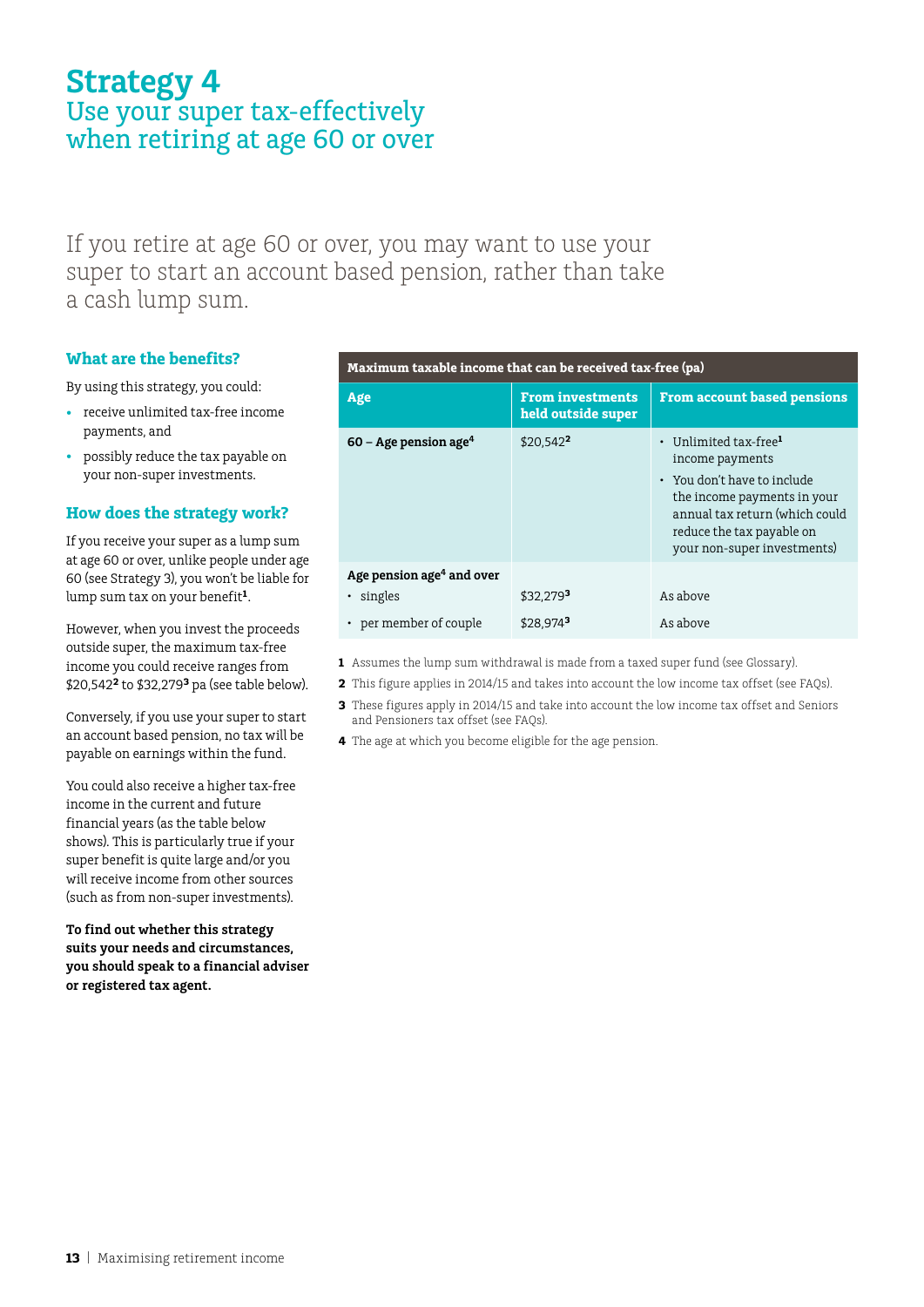# Strategy 4
## Use your super tax-effectively when retiring at age 60 or over

If you retire at age 60 or over, you may want to use your super to start an account based pension, rather than take a cash lump sum.

### What are the benefits?

By using this strategy, you could:

- receive unlimited tax-free income payments, and
- possibly reduce the tax payable on your non-super investments.

### How does the strategy work?

If you receive your super as a lump sum at age 60 or over, unlike people under age 60 (see Strategy 3), you won't be liable for lump sum tax on your benefit[1].

However, when you invest the proceeds outside super, the maximum tax-free income you could receive ranges from $20,542[2] to $32,279[3] pa (see table below).

Conversely, if you use your super to start an account based pension, no tax will be payable on earnings within the fund.

You could also receive a higher tax-free income in the current and future financial years (as the table below shows). This is particularly true if your super benefit is quite large and/or you will receive income from other sources (such as from non-super investments).

**To find out whether this strategy suits your needs and circumstances, you should speak to a financial adviser or registered tax agent.**

**Maximum taxable income that can be received tax-free (pa)**

| Age | From investments held outside super | From account based pensions |
|---|---|---|
| **60 – Age pension age[4]** | $20,542[2] | • Unlimited tax-free[1] income payments<br>• You don't have to include the income payments in your annual tax return (which could reduce the tax payable on your non-super investments) |
| **Age pension age[4] and over** | | |
| • singles | $32,279[3] | As above |
| • per member of couple | $28,974[3] | As above |

1 Assumes the lump sum withdrawal is made from a taxed super fund (see Glossary).

2 This figure applies in 2014/15 and takes into account the low income tax offset (see FAQs).

3 These figures apply in 2014/15 and take into account the low income tax offset and Seniors and Pensioners tax offset (see FAQs).

4 The age at which you become eligible for the age pension.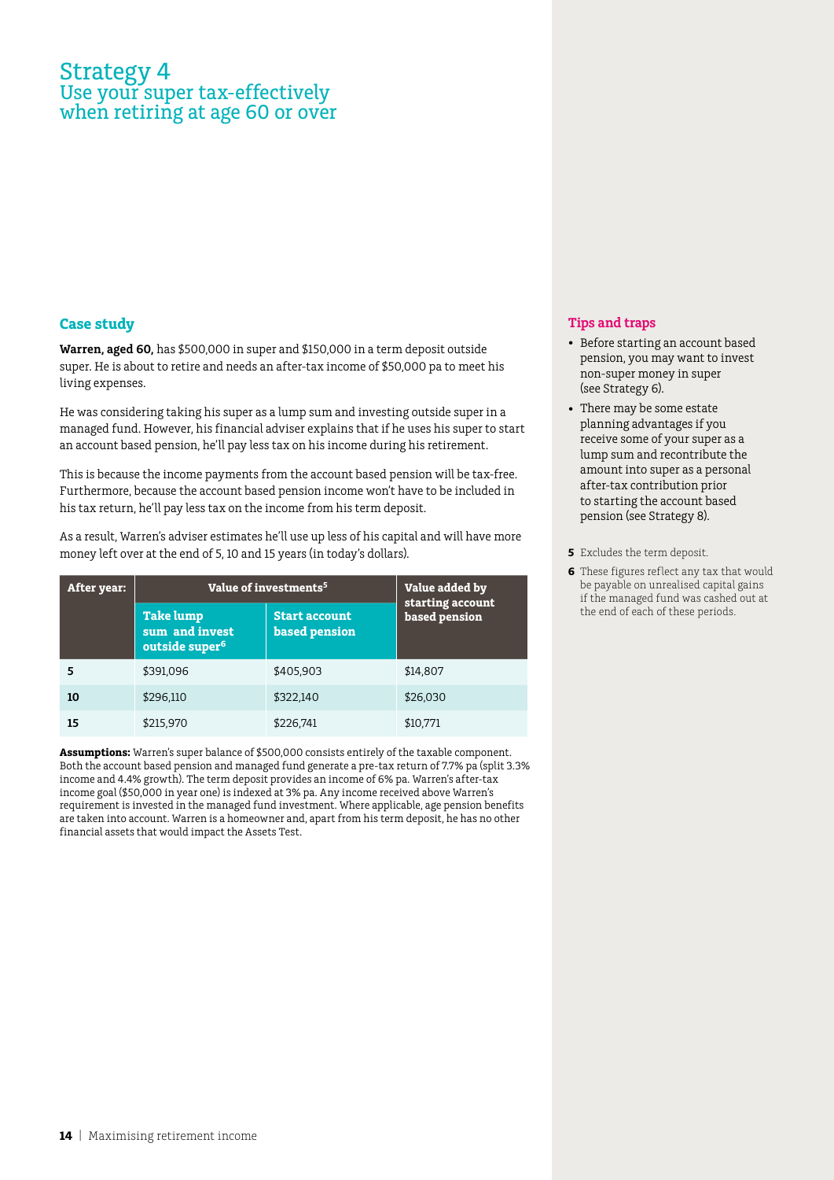# Strategy 4

## Use your super tax-effectively when retiring at age 60 or over

### Case study

**Warren, aged 60,** has $500,000 in super and $150,000 in a term deposit outside super. He is about to retire and needs an after-tax income of $50,000 pa to meet his living expenses.

He was considering taking his super as a lump sum and investing outside super in a managed fund. However, his financial adviser explains that if he uses his super to start an account based pension, he'll pay less tax on his income during his retirement.

This is because the income payments from the account based pension will be tax-free. Furthermore, because the account based pension income won't have to be included in his tax return, he'll pay less tax on the income from his term deposit.

As a result, Warren's adviser estimates he'll use up less of his capital and will have more money left over at the end of 5, 10 and 15 years (in today's dollars).

| After year: | Value of investments[5] | | Value added by starting account based pension |
|---|---|---|---|
| | Take lump sum and invest outside super[6] | Start account based pension | |
| 5 | $391,096 | $405,903 | $14,807 |
| 10 | $296,110 | $322,140 | $26,030 |
| 15 | $215,970 | $226,741 | $10,771 |

**Assumptions:** Warren's super balance of $500,000 consists entirely of the taxable component. Both the account based pension and managed fund generate a pre-tax return of 7.7% pa (split 3.3% income and 4.4% growth). The term deposit provides an income of 6% pa. Warren's after-tax income goal ($50,000 in year one) is indexed at 3% pa. Any income received above Warren's requirement is invested in the managed fund investment. Where applicable, age pension benefits are taken into account. Warren is a homeowner and, apart from his term deposit, he has no other financial assets that would impact the Assets Test.

### Tips and traps

- Before starting an account based pension, you may want to invest non-super money in super (see Strategy 6).
- There may be some estate planning advantages if you receive some of your super as a lump sum and recontribute the amount into super as a personal after-tax contribution prior to starting the account based pension (see Strategy 8).

**5** Excludes the term deposit.

**6** These figures reflect any tax that would be payable on unrealised capital gains if the managed fund was cashed out at the end of each of these periods.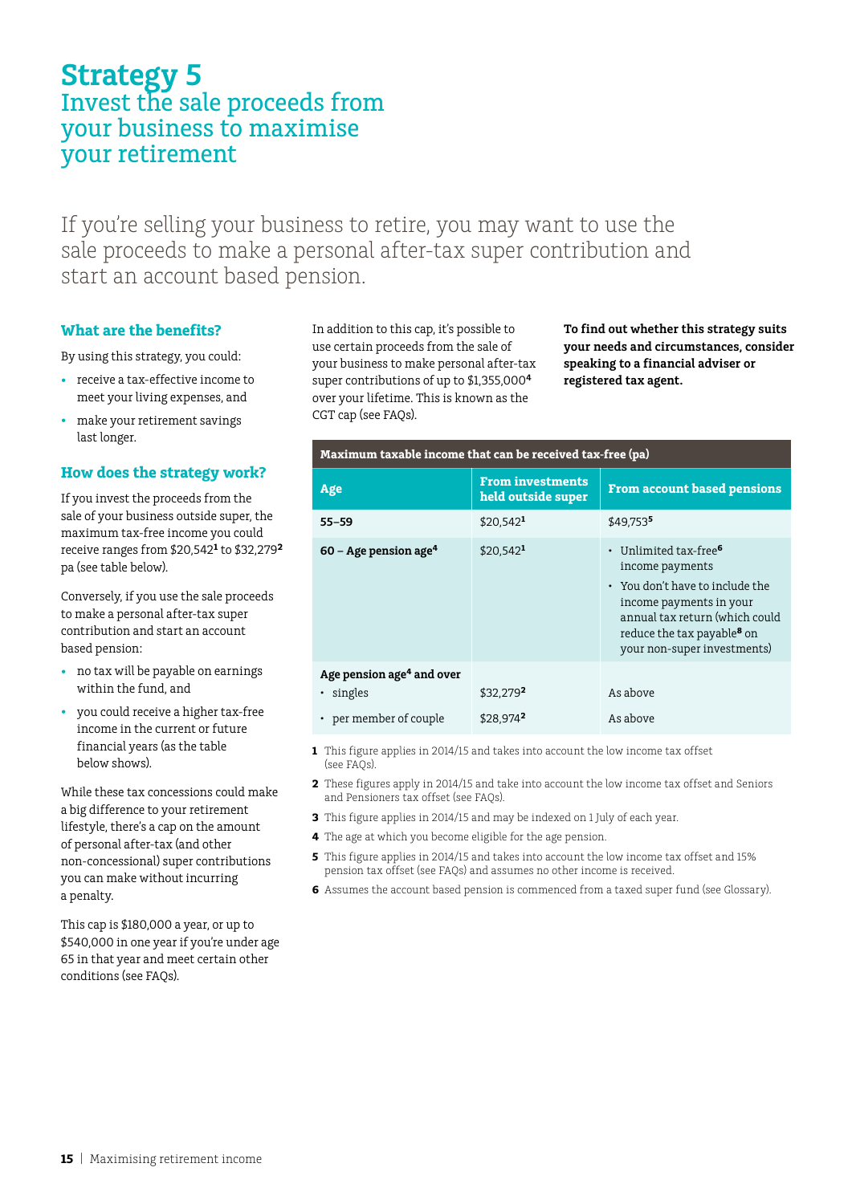# Strategy 5
## Invest the sale proceeds from your business to maximise your retirement

If you're selling your business to retire, you may want to use the sale proceeds to make a personal after-tax super contribution and start an account based pension.

### What are the benefits?

By using this strategy, you could:

- receive a tax-effective income to meet your living expenses, and
- make your retirement savings last longer.

### How does the strategy work?

If you invest the proceeds from the sale of your business outside super, the maximum tax-free income you could receive ranges from $20,542[1] to $32,279[2] pa (see table below).

Conversely, if you use the sale proceeds to make a personal after-tax super contribution and start an account based pension:

- no tax will be payable on earnings within the fund, and
- you could receive a higher tax-free income in the current or future financial years (as the table below shows).

While these tax concessions could make a big difference to your retirement lifestyle, there's a cap on the amount of personal after-tax (and other non-concessional) super contributions you can make without incurring a penalty.

This cap is $180,000 a year, or up to $540,000 in one year if you're under age 65 in that year and meet certain other conditions (see FAQs).

In addition to this cap, it's possible to use certain proceeds from the sale of your business to make personal after-tax super contributions of up to $1,355,000[4] over your lifetime. This is known as the CGT cap (see FAQs).

**To find out whether this strategy suits your needs and circumstances, consider speaking to a financial adviser or registered tax agent.**

**Maximum taxable income that can be received tax-free (pa)**

| Age | From investments held outside super | From account based pensions |
|---|---|---|
| 55–59 | $20,542[1] | $49,753[5] |
| 60 – Age pension age[4] | $20,542[1] | • Unlimited tax-free[6] income payments<br>• You don't have to include the income payments in your annual tax return (which could reduce the tax payable[8] on your non-super investments) |
| **Age pension age[4] and over** | | |
| • singles | $32,279[2] | As above |
| • per member of couple | $28,974[2] | As above |

1 This figure applies in 2014/15 and takes into account the low income tax offset (see FAQs).

2 These figures apply in 2014/15 and take into account the low income tax offset and Seniors and Pensioners tax offset (see FAQs).

3 This figure applies in 2014/15 and may be indexed on 1 July of each year.

4 The age at which you become eligible for the age pension.

5 This figure applies in 2014/15 and takes into account the low income tax offset and 15% pension tax offset (see FAQs) and assumes no other income is received.

6 Assumes the account based pension is commenced from a taxed super fund (see Glossary).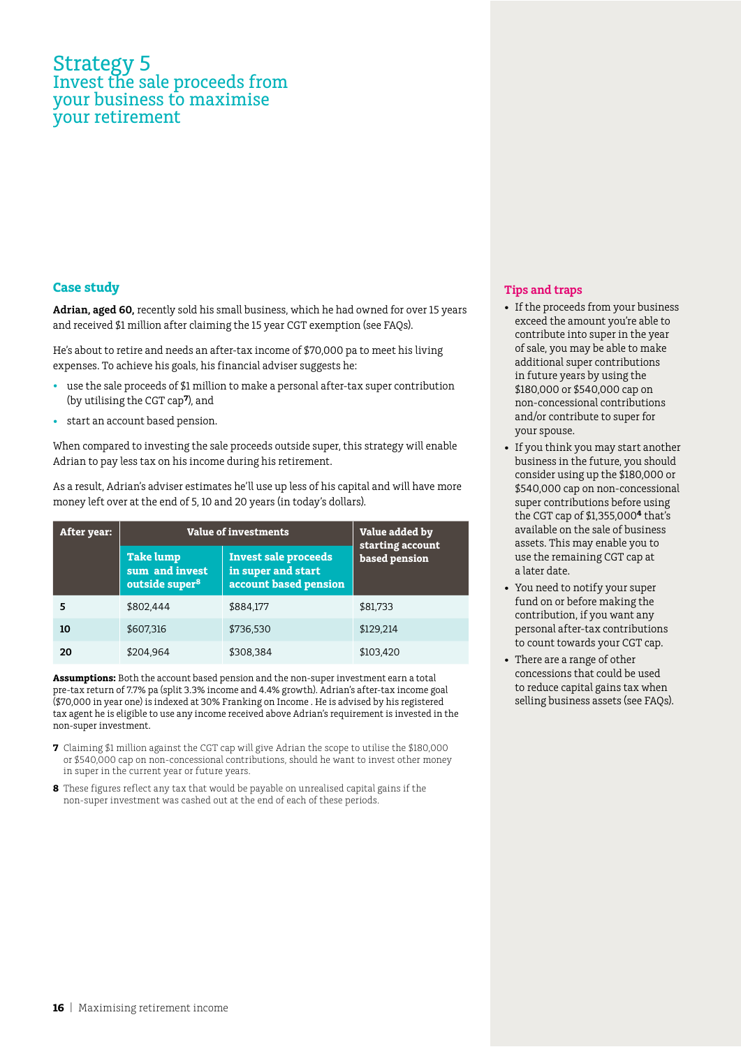# Strategy 5

## Invest the sale proceeds from your business to maximise your retirement

### Case study

**Adrian, aged 60,** recently sold his small business, which he had owned for over 15 years and received $1 million after claiming the 15 year CGT exemption (see FAQs).

He's about to retire and needs an after-tax income of $70,000 pa to meet his living expenses. To achieve his goals, his financial adviser suggests he:

- use the sale proceeds of $1 million to make a personal after-tax super contribution (by utilising the CGT cap[7]), and
- start an account based pension.

When compared to investing the sale proceeds outside super, this strategy will enable Adrian to pay less tax on his income during his retirement.

As a result, Adrian's adviser estimates he'll use up less of his capital and will have more money left over at the end of 5, 10 and 20 years (in today's dollars).

| After year: | Value of investments | | Value added by starting account based pension |
|---|---|---|---|
| | Take lump sum and invest outside super[8] | Invest sale proceeds in super and start account based pension | |
| 5 | $802,444 | $884,177 | $81,733 |
| 10 | $607,316 | $736,530 | $129,214 |
| 20 | $204,964 | $308,384 | $103,420 |

**Assumptions:** Both the account based pension and the non-super investment earn a total pre-tax return of 7.7% pa (split 3.3% income and 4.4% growth). Adrian's after-tax income goal ($70,000 in year one) is indexed at 30% Franking on Income . He is advised by his registered tax agent he is eligible to use any income received above Adrian's requirement is invested in the non-super investment.

**7** Claiming $1 million against the CGT cap will give Adrian the scope to utilise the $180,000 or $540,000 cap on non-concessional contributions, should he want to invest other money in super in the current year or future years.

**8** These figures reflect any tax that would be payable on unrealised capital gains if the non-super investment was cashed out at the end of each of these periods.

### Tips and traps

- If the proceeds from your business exceed the amount you're able to contribute into super in the year of sale, you may be able to make additional super contributions in future years by using the $180,000 or $540,000 cap on non-concessional contributions and/or contribute to super for your spouse.
- If you think you may start another business in the future, you should consider using up the $180,000 or $540,000 cap on non-concessional super contributions before using the CGT cap of $1,355,000[4] that's available on the sale of business assets. This may enable you to use the remaining CGT cap at a later date.
- You need to notify your super fund on or before making the contribution, if you want any personal after-tax contributions to count towards your CGT cap.
- There are a range of other concessions that could be used to reduce capital gains tax when selling business assets (see FAQs).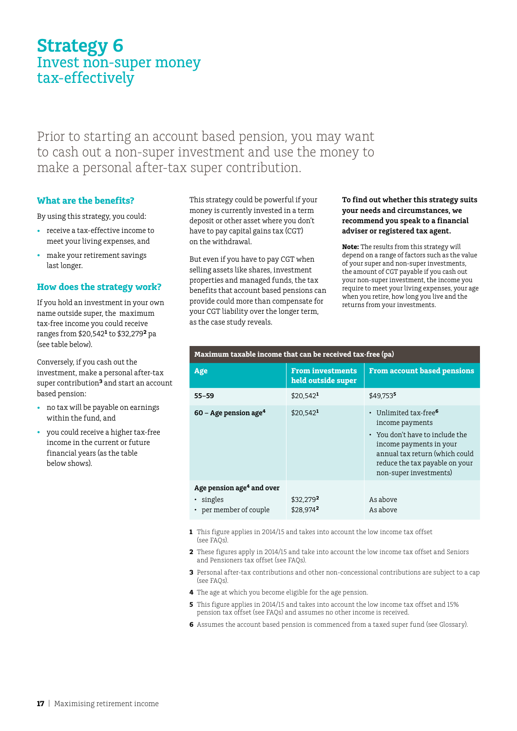# Strategy 6

## Invest non-super money tax-effectively

Prior to starting an account based pension, you may want to cash out a non-super investment and use the money to make a personal after-tax super contribution.

### What are the benefits?

By using this strategy, you could:

- receive a tax-effective income to meet your living expenses, and
- make your retirement savings last longer.

### How does the strategy work?

If you hold an investment in your own name outside super, the maximum tax-free income you could receive ranges from $20,542[1] to $32,279[2] pa (see table below).

Conversely, if you cash out the investment, make a personal after-tax super contribution[3] and start an account based pension:

- no tax will be payable on earnings within the fund, and
- you could receive a higher tax-free income in the current or future financial years (as the table below shows).

This strategy could be powerful if your money is currently invested in a term deposit or other asset where you don't have to pay capital gains tax (CGT) on the withdrawal.

But even if you have to pay CGT when selling assets like shares, investment properties and managed funds, the tax benefits that account based pensions can provide could more than compensate for your CGT liability over the longer term, as the case study reveals.

**To find out whether this strategy suits your needs and circumstances, we recommend you speak to a financial adviser or registered tax agent.**

**Note:** The results from this strategy will depend on a range of factors such as the value of your super and non-super investments, the amount of CGT payable if you cash out your non-super investment, the income you require to meet your living expenses, your age when you retire, how long you live and the returns from your investments.

**Maximum taxable income that can be received tax-free (pa)**

| Age | From investments held outside super | From account based pensions |
|---|---|---|
| 55–59 | $20,542[1] | $49,753[5] |
| 60 – Age pension age[4] | $20,542[1] | • Unlimited tax-free[6] income payments<br>• You don't have to include the income payments in your annual tax return (which could reduce the tax payable on your non-super investments) |
| Age pension age[4] and over<br>• singles<br>• per member of couple | <br>$32,279[2]<br>$28,974[2] | <br>As above<br>As above |

1 This figure applies in 2014/15 and takes into account the low income tax offset (see FAQs).

2 These figures apply in 2014/15 and take into account the low income tax offset and Seniors and Pensioners tax offset (see FAQs).

3 Personal after-tax contributions and other non-concessional contributions are subject to a cap (see FAQs).

4 The age at which you become eligible for the age pension.

5 This figure applies in 2014/15 and takes into account the low income tax offset and 15% pension tax offset (see FAQs) and assumes no other income is received.

6 Assumes the account based pension is commenced from a taxed super fund (see Glossary).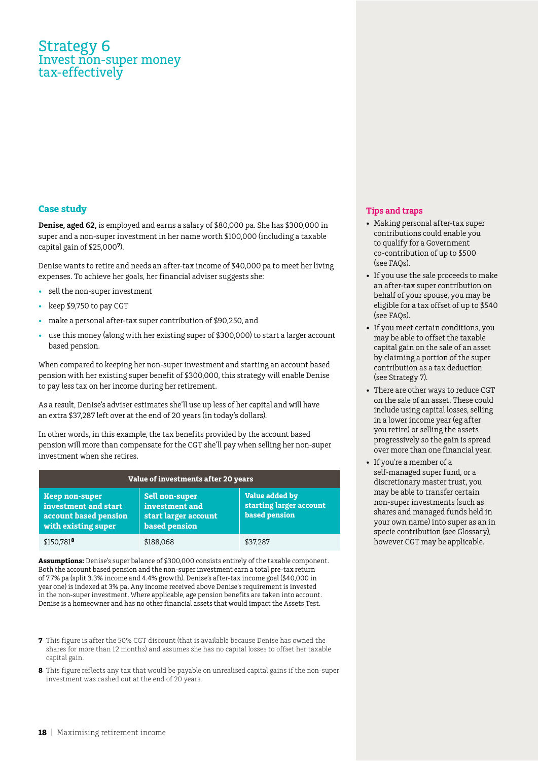# Strategy 6
## Invest non-super money tax-effectively

### Case study

**Denise, aged 62,** is employed and earns a salary of $80,000 pa. She has $300,000 in super and a non-super investment in her name worth $100,000 (including a taxable capital gain of $25,000[7]).

Denise wants to retire and needs an after-tax income of $40,000 pa to meet her living expenses. To achieve her goals, her financial adviser suggests she:

- sell the non-super investment
- keep $9,750 to pay CGT
- make a personal after-tax super contribution of $90,250, and
- use this money (along with her existing super of $300,000) to start a larger account based pension.

When compared to keeping her non-super investment and starting an account based pension with her existing super benefit of $300,000, this strategy will enable Denise to pay less tax on her income during her retirement.

As a result, Denise's adviser estimates she'll use up less of her capital and will have an extra $37,287 left over at the end of 20 years (in today's dollars).

In other words, in this example, the tax benefits provided by the account based pension will more than compensate for the CGT she'll pay when selling her non-super investment when she retires.

| Value of investments after 20 years | | |
|---|---|---|
| **Keep non-super investment and start account based pension with existing super** | **Sell non-super investment and start larger account based pension** | **Value added by starting larger account based pension** |
| $150,781[8] | $188,068 | $37,287 |

**Assumptions:** Denise's super balance of $300,000 consists entirely of the taxable component. Both the account based pension and the non-super investment earn a total pre-tax return of 7.7% pa (split 3.3% income and 4.4% growth). Denise's after-tax income goal ($40,000 in year one) is indexed at 3% pa. Any income received above Denise's requirement is invested in the non-super investment. Where applicable, age pension benefits are taken into account. Denise is a homeowner and has no other financial assets that would impact the Assets Test.

**7** This figure is after the 50% CGT discount (that is available because Denise has owned the shares for more than 12 months) and assumes she has no capital losses to offset her taxable capital gain.

**8** This figure reflects any tax that would be payable on unrealised capital gains if the non-super investment was cashed out at the end of 20 years.

### Tips and traps

- Making personal after-tax super contributions could enable you to qualify for a Government co-contribution of up to $500 (see FAQs).
- If you use the sale proceeds to make an after-tax super contribution on behalf of your spouse, you may be eligible for a tax offset of up to $540 (see FAQs).
- If you meet certain conditions, you may be able to offset the taxable capital gain on the sale of an asset by claiming a portion of the super contribution as a tax deduction (see Strategy 7).
- There are other ways to reduce CGT on the sale of an asset. These could include using capital losses, selling in a lower income year (eg after you retire) or selling the assets progressively so the gain is spread over more than one financial year.
- If you're a member of a self-managed super fund, or a discretionary master trust, you may be able to transfer certain non-super investments (such as shares and managed funds held in your own name) into super as an in specie contribution (see Glossary), however CGT may be applicable.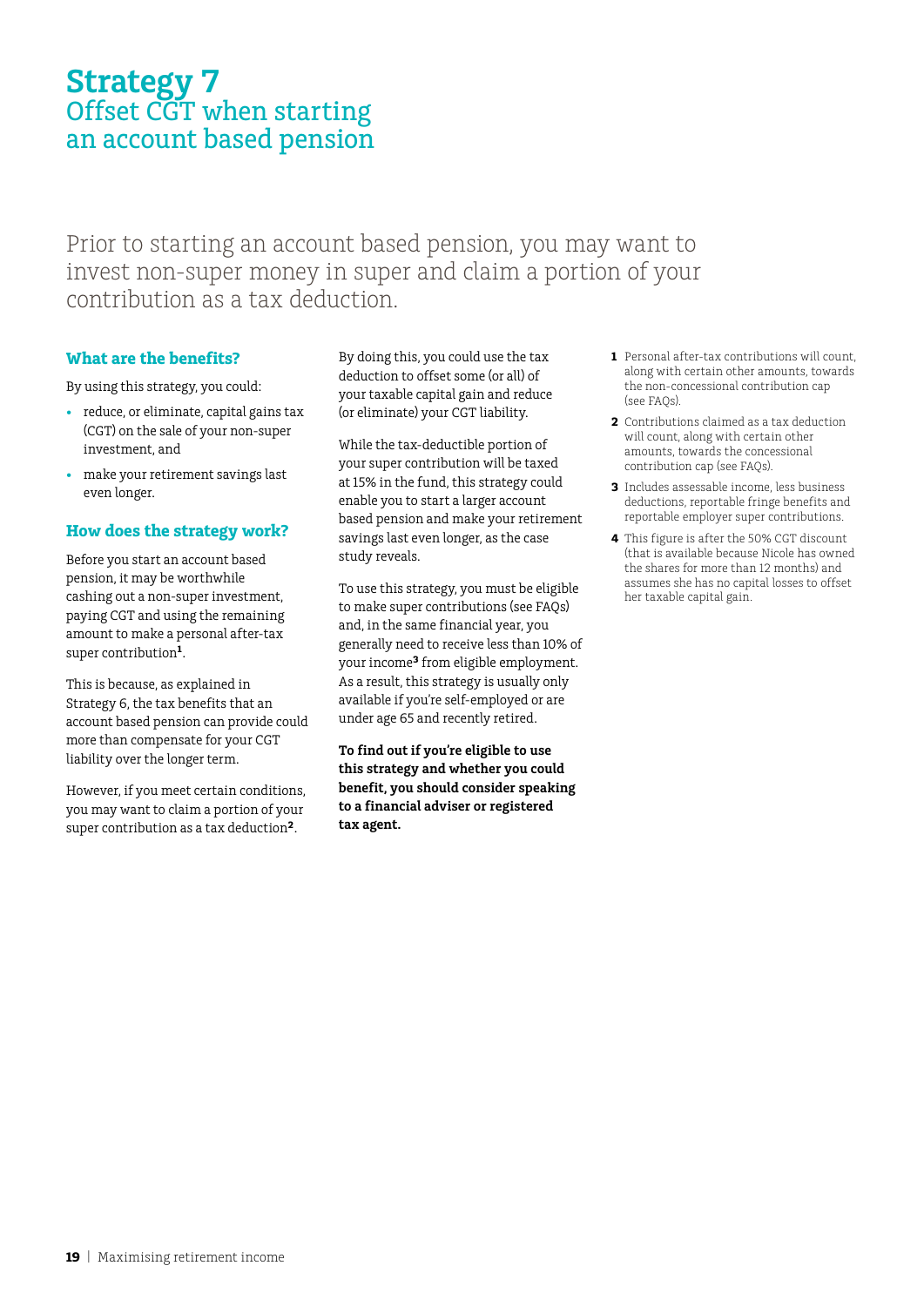# Strategy 7
## Offset CGT when starting an account based pension

Prior to starting an account based pension, you may want to invest non-super money in super and claim a portion of your contribution as a tax deduction.

### What are the benefits?

By using this strategy, you could:

- reduce, or eliminate, capital gains tax (CGT) on the sale of your non-super investment, and
- make your retirement savings last even longer.

### How does the strategy work?

Before you start an account based pension, it may be worthwhile cashing out a non-super investment, paying CGT and using the remaining amount to make a personal after-tax super contribution[1].

This is because, as explained in Strategy 6, the tax benefits that an account based pension can provide could more than compensate for your CGT liability over the longer term.

However, if you meet certain conditions, you may want to claim a portion of your super contribution as a tax deduction[2].

By doing this, you could use the tax deduction to offset some (or all) of your taxable capital gain and reduce (or eliminate) your CGT liability.

While the tax-deductible portion of your super contribution will be taxed at 15% in the fund, this strategy could enable you to start a larger account based pension and make your retirement savings last even longer, as the case study reveals.

To use this strategy, you must be eligible to make super contributions (see FAQs) and, in the same financial year, you generally need to receive less than 10% of your income[3] from eligible employment. As a result, this strategy is usually only available if you're self-employed or are under age 65 and recently retired.

**To find out if you're eligible to use this strategy and whether you could benefit, you should consider speaking to a financial adviser or registered tax agent.**

1. Personal after-tax contributions will count, along with certain other amounts, towards the non-concessional contribution cap (see FAQs).
2. Contributions claimed as a tax deduction will count, along with certain other amounts, towards the concessional contribution cap (see FAQs).
3. Includes assessable income, less business deductions, reportable fringe benefits and reportable employer super contributions.
4. This figure is after the 50% CGT discount (that is available because Nicole has owned the shares for more than 12 months) and assumes she has no capital losses to offset her taxable capital gain.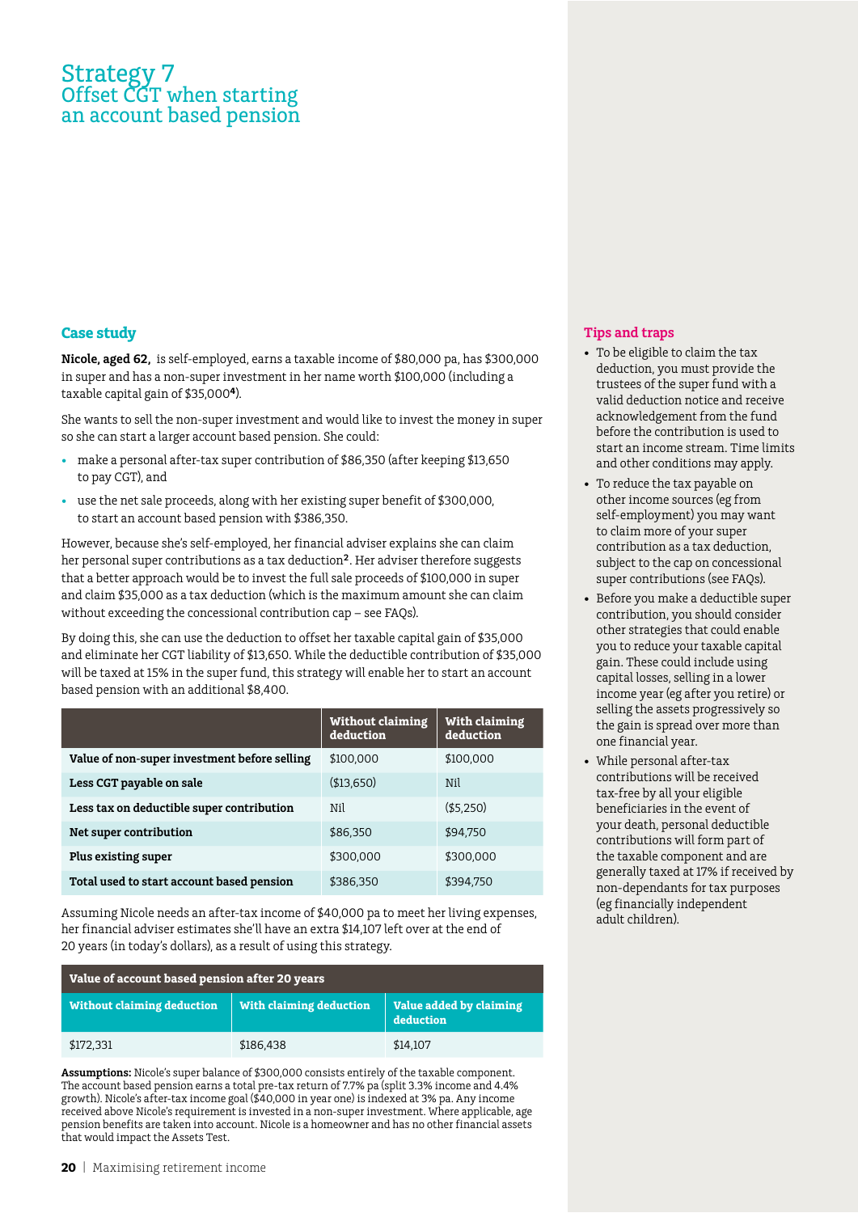# Strategy 7
## Offset CGT when starting an account based pension

### Case study

**Nicole, aged 62,** is self-employed, earns a taxable income of $80,000 pa, has $300,000 in super and has a non-super investment in her name worth $100,000 (including a taxable capital gain of $35,000[4]).

She wants to sell the non-super investment and would like to invest the money in super so she can start a larger account based pension. She could:

- make a personal after-tax super contribution of $86,350 (after keeping $13,650 to pay CGT), and
- use the net sale proceeds, along with her existing super benefit of $300,000, to start an account based pension with $386,350.

However, because she's self-employed, her financial adviser explains she can claim her personal super contributions as a tax deduction[2]. Her adviser therefore suggests that a better approach would be to invest the full sale proceeds of $100,000 in super and claim $35,000 as a tax deduction (which is the maximum amount she can claim without exceeding the concessional contribution cap – see FAQs).

By doing this, she can use the deduction to offset her taxable capital gain of $35,000 and eliminate her CGT liability of $13,650. While the deductible contribution of $35,000 will be taxed at 15% in the super fund, this strategy will enable her to start an account based pension with an additional $8,400.

| | Without claiming deduction | With claiming deduction |
|---|---|---|
| **Value of non-super investment before selling** | $100,000 | $100,000 |
| **Less CGT payable on sale** | ($13,650) | Nil |
| **Less tax on deductible super contribution** | Nil | ($5,250) |
| **Net super contribution** | $86,350 | $94,750 |
| **Plus existing super** | $300,000 | $300,000 |
| **Total used to start account based pension** | $386,350 | $394,750 |

Assuming Nicole needs an after-tax income of $40,000 pa to meet her living expenses, her financial adviser estimates she'll have an extra $14,107 left over at the end of 20 years (in today's dollars), as a result of using this strategy.

| Value of account based pension after 20 years | | |
|---|---|---|
| **Without claiming deduction** | **With claiming deduction** | **Value added by claiming deduction** |
| $172,331 | $186,438 | $14,107 |

**Assumptions:** Nicole's super balance of $300,000 consists entirely of the taxable component. The account based pension earns a total pre-tax return of 7.7% pa (split 3.3% income and 4.4% growth). Nicole's after-tax income goal ($40,000 in year one) is indexed at 3% pa. Any income received above Nicole's requirement is invested in a non-super investment. Where applicable, age pension benefits are taken into account. Nicole is a homeowner and has no other financial assets that would impact the Assets Test.

### Tips and traps

- To be eligible to claim the tax deduction, you must provide the trustees of the super fund with a valid deduction notice and receive acknowledgement from the fund before the contribution is used to start an income stream. Time limits and other conditions may apply.
- To reduce the tax payable on other income sources (eg from self-employment) you may want to claim more of your super contribution as a tax deduction, subject to the cap on concessional super contributions (see FAQs).
- Before you make a deductible super contribution, you should consider other strategies that could enable you to reduce your taxable capital gain. These could include using capital losses, selling in a lower income year (eg after you retire) or selling the assets progressively so the gain is spread over more than one financial year.
- While personal after-tax contributions will be received tax-free by all your eligible beneficiaries in the event of your death, personal deductible contributions will form part of the taxable component and are generally taxed at 17% if received by non-dependants for tax purposes (eg financially independent adult children).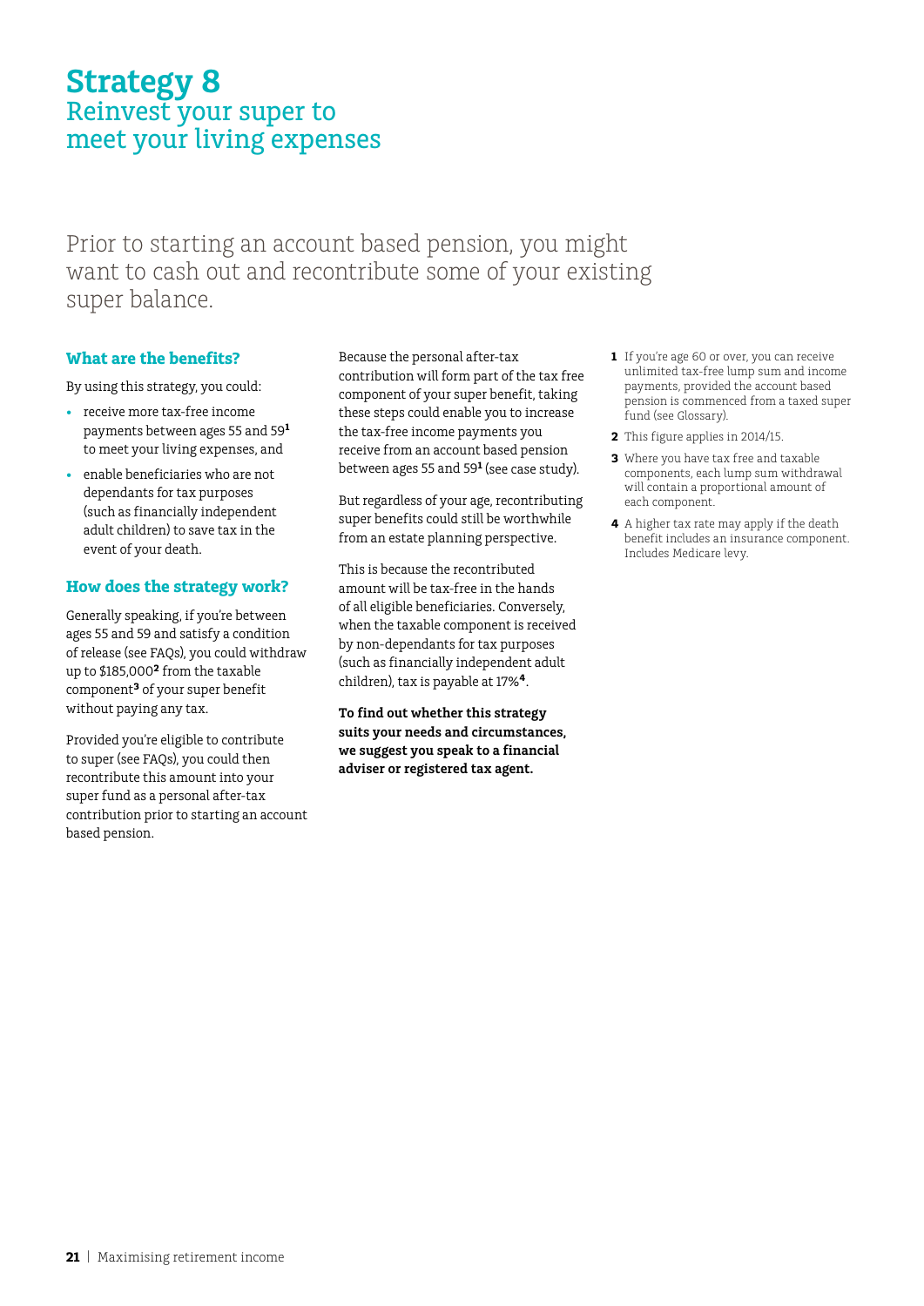# Strategy 8
## Reinvest your super to meet your living expenses

Prior to starting an account based pension, you might want to cash out and recontribute some of your existing super balance.

### What are the benefits?

By using this strategy, you could:

- receive more tax-free income payments between ages 55 and 59[1] to meet your living expenses, and
- enable beneficiaries who are not dependants for tax purposes (such as financially independent adult children) to save tax in the event of your death.

### How does the strategy work?

Generally speaking, if you're between ages 55 and 59 and satisfy a condition of release (see FAQs), you could withdraw up to $185,000[2] from the taxable component[3] of your super benefit without paying any tax.

Provided you're eligible to contribute to super (see FAQs), you could then recontribute this amount into your super fund as a personal after-tax contribution prior to starting an account based pension.

Because the personal after-tax contribution will form part of the tax free component of your super benefit, taking these steps could enable you to increase the tax-free income payments you receive from an account based pension between ages 55 and 59[1] (see case study).

But regardless of your age, recontributing super benefits could still be worthwhile from an estate planning perspective.

This is because the recontributed amount will be tax-free in the hands of all eligible beneficiaries. Conversely, when the taxable component is received by non-dependants for tax purposes (such as financially independent adult children), tax is payable at 17%[4].

**To find out whether this strategy suits your needs and circumstances, we suggest you speak to a financial adviser or registered tax agent.**

1 If you're age 60 or over, you can receive unlimited tax-free lump sum and income payments, provided the account based pension is commenced from a taxed super fund (see Glossary).

2 This figure applies in 2014/15.

3 Where you have tax free and taxable components, each lump sum withdrawal will contain a proportional amount of each component.

4 A higher tax rate may apply if the death benefit includes an insurance component. Includes Medicare levy.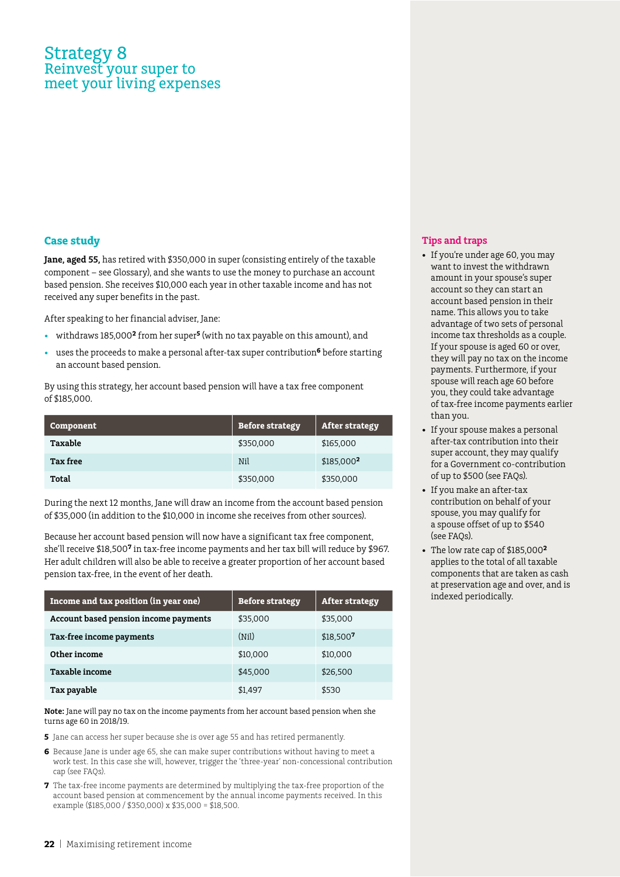# Strategy 8
## Reinvest your super to meet your living expenses

### Case study

**Jane, aged 55,** has retired with $350,000 in super (consisting entirely of the taxable component – see Glossary), and she wants to use the money to purchase an account based pension. She receives $10,000 each year in other taxable income and has not received any super benefits in the past.

After speaking to her financial adviser, Jane:

- withdraws 185,000[2] from her super[5] (with no tax payable on this amount), and
- uses the proceeds to make a personal after-tax super contribution[6] before starting an account based pension.

By using this strategy, her account based pension will have a tax free component of $185,000.

| Component | Before strategy | After strategy |
|---|---|---|
| **Taxable** | $350,000 | $165,000 |
| **Tax free** | Nil | $185,000[2] |
| **Total** | $350,000 | $350,000 |

During the next 12 months, Jane will draw an income from the account based pension of $35,000 (in addition to the $10,000 in income she receives from other sources).

Because her account based pension will now have a significant tax free component, she'll receive $18,500[7] in tax-free income payments and her tax bill will reduce by $967. Her adult children will also be able to receive a greater proportion of her account based pension tax-free, in the event of her death.

| Income and tax position (in year one) | Before strategy | After strategy |
|---|---|---|
| **Account based pension income payments** | $35,000 | $35,000 |
| **Tax-free income payments** | (Nil) | $18,500[7] |
| **Other income** | $10,000 | $10,000 |
| **Taxable income** | $45,000 | $26,500 |
| **Tax payable** | $1,497 | $530 |

**Note:** Jane will pay no tax on the income payments from her account based pension when she turns age 60 in 2018/19.

**5** Jane can access her super because she is over age 55 and has retired permanently.

**6** Because Jane is under age 65, she can make super contributions without having to meet a work test. In this case she will, however, trigger the 'three-year' non-concessional contribution cap (see FAQs).

**7** The tax-free income payments are determined by multiplying the tax-free proportion of the account based pension at commencement by the annual income payments received. In this example ($185,000 / $350,000) x $35,000 = $18,500.

### Tips and traps

- If you're under age 60, you may want to invest the withdrawn amount in your spouse's super account so they can start an account based pension in their name. This allows you to take advantage of two sets of personal income tax thresholds as a couple. If your spouse is aged 60 or over, they will pay no tax on the income payments. Furthermore, if your spouse will reach age 60 before you, they could take advantage of tax-free income payments earlier than you.
- If your spouse makes a personal after-tax contribution into their super account, they may qualify for a Government co-contribution of up to $500 (see FAQs).
- If you make an after-tax contribution on behalf of your spouse, you may qualify for a spouse offset of up to $540 (see FAQs).
- The low rate cap of $185,000[2] applies to the total of all taxable components that are taken as cash at preservation age and over, and is indexed periodically.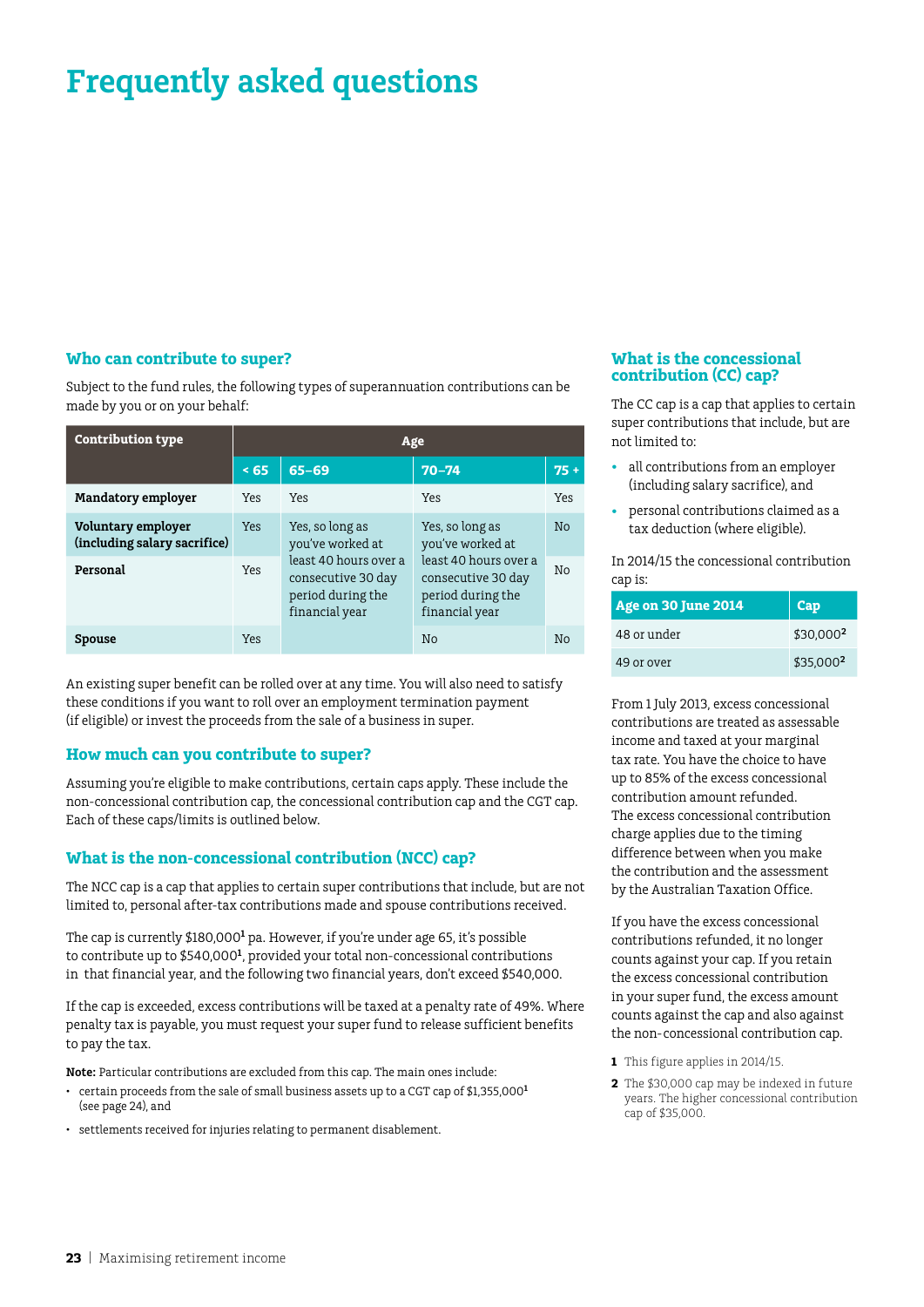# Frequently asked questions

## Who can contribute to super?

Subject to the fund rules, the following types of superannuation contributions can be made by you or on your behalf:

| Contribution type | Age | | | |
|---|---|---|---|---|
| | < 65 | 65–69 | 70–74 | 75 + |
| **Mandatory employer** | Yes | Yes | Yes | Yes |
| **Voluntary employer (including salary sacrifice)** | Yes | Yes, so long as you've worked at least 40 hours over a consecutive 30 day period during the financial year | Yes, so long as you've worked at least 40 hours over a consecutive 30 day period during the financial year | No |
| **Personal** | Yes | Yes, so long as you've worked at least 40 hours over a consecutive 30 day period during the financial year | Yes, so long as you've worked at least 40 hours over a consecutive 30 day period during the financial year | No |
| **Spouse** | Yes | Yes, so long as you've worked at least 40 hours over a consecutive 30 day period during the financial year | No | No |

An existing super benefit can be rolled over at any time. You will also need to satisfy these conditions if you want to roll over an employment termination payment (if eligible) or invest the proceeds from the sale of a business in super.

## How much can you contribute to super?

Assuming you're eligible to make contributions, certain caps apply. These include the non-concessional contribution cap, the concessional contribution cap and the CGT cap. Each of these caps/limits is outlined below.

## What is the non-concessional contribution (NCC) cap?

The NCC cap is a cap that applies to certain super contributions that include, but are not limited to, personal after-tax contributions made and spouse contributions received.

The cap is currently $180,000[1] pa. However, if you're under age 65, it's possible to contribute up to $540,000[1], provided your total non-concessional contributions in that financial year, and the following two financial years, don't exceed $540,000.

If the cap is exceeded, excess contributions will be taxed at a penalty rate of 49%. Where penalty tax is payable, you must request your super fund to release sufficient benefits to pay the tax.

**Note:** Particular contributions are excluded from this cap. The main ones include:

- certain proceeds from the sale of small business assets up to a CGT cap of $1,355,000[1] (see page 24), and
- settlements received for injuries relating to permanent disablement.

## What is the concessional contribution (CC) cap?

The CC cap is a cap that applies to certain super contributions that include, but are not limited to:

- all contributions from an employer (including salary sacrifice), and
- personal contributions claimed as a tax deduction (where eligible).

In 2014/15 the concessional contribution cap is:

| Age on 30 June 2014 | Cap |
|---|---|
| 48 or under | $30,000[2] |
| 49 or over | $35,000[2] |

From 1 July 2013, excess concessional contributions are treated as assessable income and taxed at your marginal tax rate. You have the choice to have up to 85% of the excess concessional contribution amount refunded. The excess concessional contribution charge applies due to the timing difference between when you make the contribution and the assessment by the Australian Taxation Office.

If you have the excess concessional contributions refunded, it no longer counts against your cap. If you retain the excess concessional contribution in your super fund, the excess amount counts against the cap and also against the non-concessional contribution cap.

1 This figure applies in 2014/15.

2 The $30,000 cap may be indexed in future years. The higher concessional contribution cap of $35,000.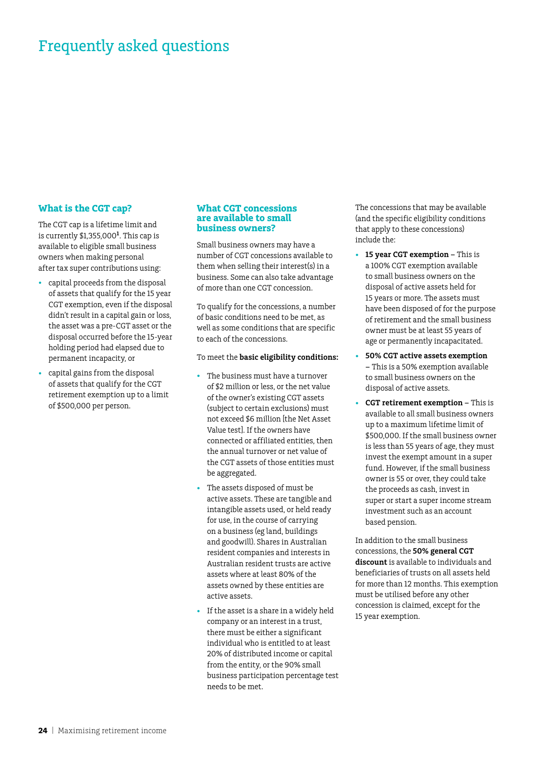# Frequently asked questions

## What is the CGT cap?

The CGT cap is a lifetime limit and is currently $1,355,000[1]. This cap is available to eligible small business owners when making personal after tax super contributions using:

- capital proceeds from the disposal of assets that qualify for the 15 year CGT exemption, even if the disposal didn't result in a capital gain or loss, the asset was a pre-CGT asset or the disposal occurred before the 15-year holding period had elapsed due to permanent incapacity, or
- capital gains from the disposal of assets that qualify for the CGT retirement exemption up to a limit of $500,000 per person.

## What CGT concessions are available to small business owners?

Small business owners may have a number of CGT concessions available to them when selling their interest(s) in a business. Some can also take advantage of more than one CGT concession.

To qualify for the concessions, a number of basic conditions need to be met, as well as some conditions that are specific to each of the concessions.

To meet the **basic eligibility conditions:**

- The business must have a turnover of $2 million or less, or the net value of the owner's existing CGT assets (subject to certain exclusions) must not exceed $6 million [the Net Asset Value test]. If the owners have connected or affiliated entities, then the annual turnover or net value of the CGT assets of those entities must be aggregated.
- The assets disposed of must be active assets. These are tangible and intangible assets used, or held ready for use, in the course of carrying on a business (eg land, buildings and goodwill). Shares in Australian resident companies and interests in Australian resident trusts are active assets where at least 80% of the assets owned by these entities are active assets.
- If the asset is a share in a widely held company or an interest in a trust, there must be either a significant individual who is entitled to at least 20% of distributed income or capital from the entity, or the 90% small business participation percentage test needs to be met.

The concessions that may be available (and the specific eligibility conditions that apply to these concessions) include the:

- **15 year CGT exemption** – This is a 100% CGT exemption available to small business owners on the disposal of active assets held for 15 years or more. The assets must have been disposed of for the purpose of retirement and the small business owner must be at least 55 years of age or permanently incapacitated.
- **50% CGT active assets exemption** – This is a 50% exemption available to small business owners on the disposal of active assets.
- **CGT retirement exemption** – This is available to all small business owners up to a maximum lifetime limit of $500,000. If the small business owner is less than 55 years of age, they must invest the exempt amount in a super fund. However, if the small business owner is 55 or over, they could take the proceeds as cash, invest in super or start a super income stream investment such as an account based pension.

In addition to the small business concessions, the **50% general CGT discount** is available to individuals and beneficiaries of trusts on all assets held for more than 12 months. This exemption must be utilised before any other concession is claimed, except for the 15 year exemption.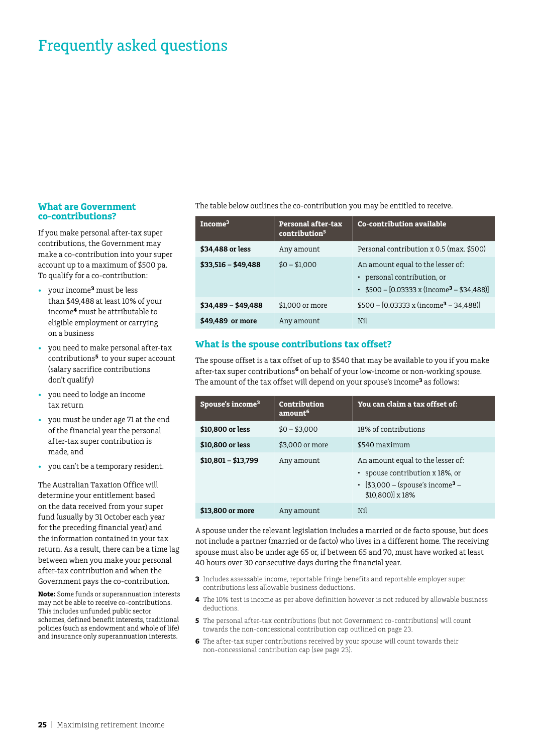# Frequently asked questions

## What are Government co-contributions?

If you make personal after-tax super contributions, the Government may make a co-contribution into your super account up to a maximum of $500 pa. To qualify for a co-contribution:

- your income[3] must be less than $49,488 at least 10% of your income[4] must be attributable to eligible employment or carrying on a business
- you need to make personal after-tax contributions[5] to your super account (salary sacrifice contributions don't qualify)
- you need to lodge an income tax return
- you must be under age 71 at the end of the financial year the personal after-tax super contribution is made, and
- you can't be a temporary resident.

The Australian Taxation Office will determine your entitlement based on the data received from your super fund (usually by 31 October each year for the preceding financial year) and the information contained in your tax return. As a result, there can be a time lag between when you make your personal after-tax contribution and when the Government pays the co-contribution.

**Note:** Some funds or superannuation interests may not be able to receive co-contributions. This includes unfunded public sector schemes, defined benefit interests, traditional policies (such as endowment and whole of life) and insurance only superannuation interests.

The table below outlines the co-contribution you may be entitled to receive.

| Income[3] | Personal after-tax contribution[5] | Co-contribution available |
|---|---|---|
| **$34,488 or less** | Any amount | Personal contribution x 0.5 (max. $500) |
| **$33,516 – $49,488** | $0 – $1,000 | An amount equal to the lesser of: • personal contribution, or • $500 – [0.03333 x (income[3] – $34,488)] |
| **$34,489 – $49,488** | $1,000 or more | $500 – [0.03333 x (income[3] – 34,488)] |
| **$49,489 or more** | Any amount | Nil |

## What is the spouse contributions tax offset?

The spouse offset is a tax offset of up to $540 that may be available to you if you make after-tax super contributions[6] on behalf of your low-income or non-working spouse. The amount of the tax offset will depend on your spouse's income[3] as follows:

| Spouse's income[3] | Contribution amount[6] | You can claim a tax offset of: |
|---|---|---|
| **$10,800 or less** | $0 – $3,000 | 18% of contributions |
| **$10,800 or less** | $3,000 or more | $540 maximum |
| **$10,801 – $13,799** | Any amount | An amount equal to the lesser of: • spouse contribution x 18%, or • [$3,000 – (spouse's income[3] – $10,800)] x 18% |
| **$13,800 or more** | Any amount | Nil |

A spouse under the relevant legislation includes a married or de facto spouse, but does not include a partner (married or de facto) who lives in a different home. The receiving spouse must also be under age 65 or, if between 65 and 70, must have worked at least 40 hours over 30 consecutive days during the financial year.

3 Includes assessable income, reportable fringe benefits and reportable employer super contributions less allowable business deductions.

4 The 10% test is income as per above definition however is not reduced by allowable business deductions.

5 The personal after-tax contributions (but not Government co-contributions) will count towards the non-concessional contribution cap outlined on page 23.

6 The after-tax super contributions received by your spouse will count towards their non-concessional contribution cap (see page 23).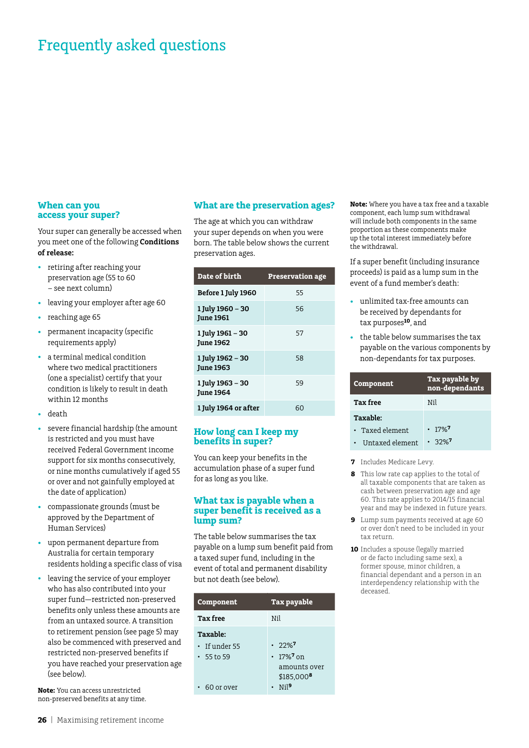# Frequently asked questions

## When can you access your super?

Your super can generally be accessed when you meet one of the following **Conditions of release:**

- retiring after reaching your preservation age (55 to 60 – see next column)
- leaving your employer after age 60
- reaching age 65
- permanent incapacity (specific requirements apply)
- a terminal medical condition where two medical practitioners (one a specialist) certify that your condition is likely to result in death within 12 months
- death
- severe financial hardship (the amount is restricted and you must have received Federal Government income support for six months consecutively, or nine months cumulatively if aged 55 or over and not gainfully employed at the date of application)
- compassionate grounds (must be approved by the Department of Human Services)
- upon permanent departure from Australia for certain temporary residents holding a specific class of visa
- leaving the service of your employer who has also contributed into your super fund—restricted non-preserved benefits only unless these amounts are from an untaxed source. A transition to retirement pension (see page 5) may also be commenced with preserved and restricted non-preserved benefits if you have reached your preservation age (see below).

**Note:** You can access unrestricted non-preserved benefits at any time.

## What are the preservation ages?

The age at which you can withdraw your super depends on when you were born. The table below shows the current preservation ages.

| Date of birth | Preservation age |
|---|---|
| Before 1 July 1960 | 55 |
| 1 July 1960 – 30 June 1961 | 56 |
| 1 July 1961 – 30 June 1962 | 57 |
| 1 July 1962 – 30 June 1963 | 58 |
| 1 July 1963 – 30 June 1964 | 59 |
| 1 July 1964 or after | 60 |

## How long can I keep my benefits in super?

You can keep your benefits in the accumulation phase of a super fund for as long as you like.

## What tax is payable when a super benefit is received as a lump sum?

The table below summarises the tax payable on a lump sum benefit paid from a taxed super fund, including in the event of total and permanent disability but not death (see below).

| Component | Tax payable |
|---|---|
| **Tax free** | Nil |
| **Taxable:** | |
| • If under 55 | • 22%[7] |
| • 55 to 59 | • 17%[7] on amounts over $185,000[8] |
| • 60 or over | • Nil[9] |

**Note:** Where you have a tax free and a taxable component, each lump sum withdrawal will include both components in the same proportion as these components make up the total interest immediately before the withdrawal.

If a super benefit (including insurance proceeds) is paid as a lump sum in the event of a fund member's death:

- unlimited tax-free amounts can be received by dependants for tax purposes[10], and
- the table below summarises the tax payable on the various components by non-dependants for tax purposes.

| Component | Tax payable by non-dependants |
|---|---|
| **Tax free** | Nil |
| **Taxable:** | |
| • Taxed element | • 17%[7] |
| • Untaxed element | • 32%[7] |

**7** Includes Medicare Levy.

**8** This low rate cap applies to the total of all taxable components that are taken as cash between preservation age and age 60. This rate applies to 2014/15 financial year and may be indexed in future years.

**9** Lump sum payments received at age 60 or over don't need to be included in your tax return.

**10** Includes a spouse (legally married or de facto including same sex), a former spouse, minor children, a financial dependant and a person in an interdependency relationship with the deceased.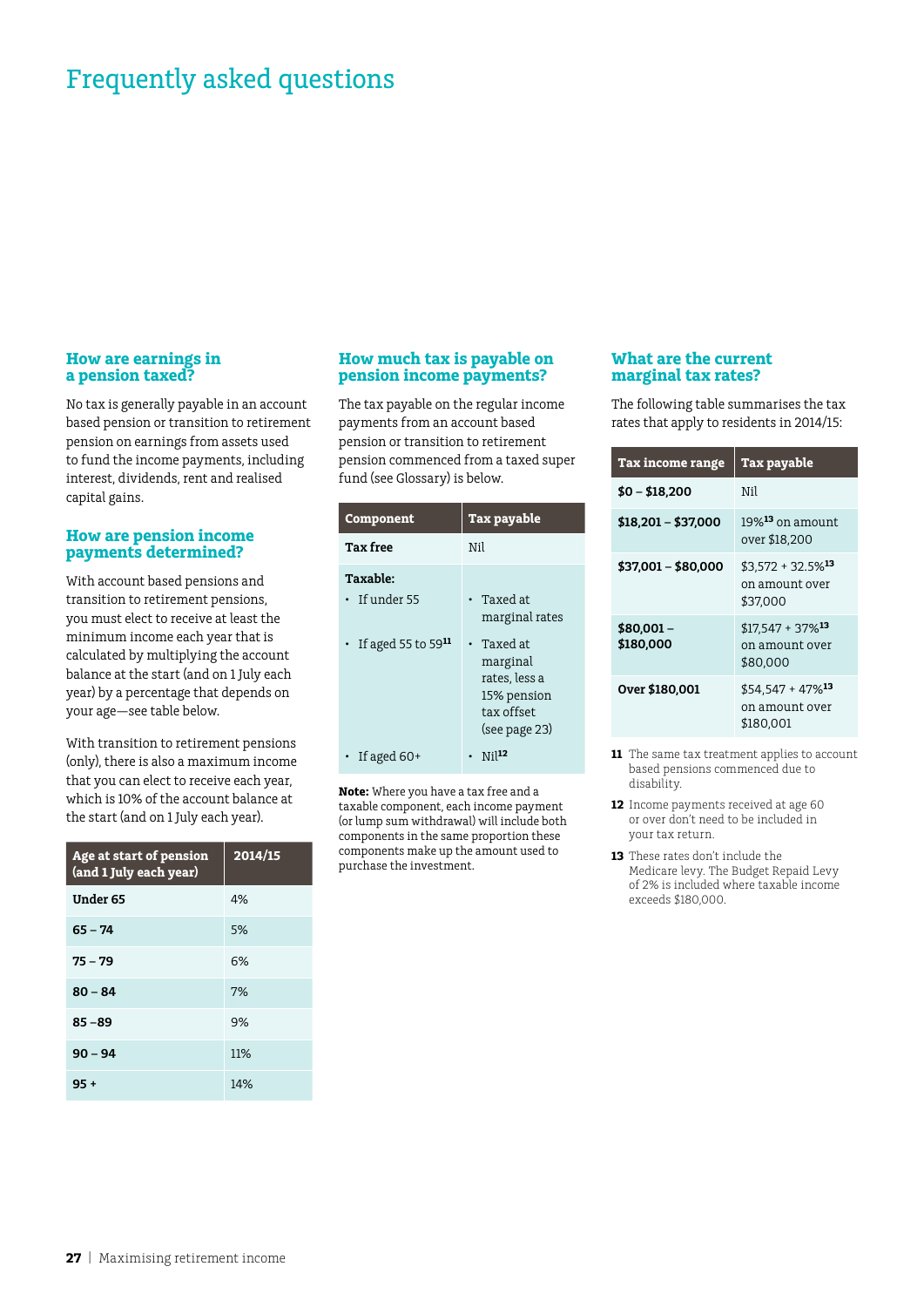# Frequently asked questions

### How are earnings in a pension taxed?

No tax is generally payable in an account based pension or transition to retirement pension on earnings from assets used to fund the income payments, including interest, dividends, rent and realised capital gains.

### How are pension income payments determined?

With account based pensions and transition to retirement pensions, you must elect to receive at least the minimum income each year that is calculated by multiplying the account balance at the start (and on 1 July each year) by a percentage that depends on your age—see table below.

With transition to retirement pensions (only), there is also a maximum income that you can elect to receive each year, which is 10% of the account balance at the start (and on 1 July each year).

| Age at start of pension (and 1 July each year) | 2014/15 |
|---|---|
| **Under 65** | 4% |
| **65 – 74** | 5% |
| **75 – 79** | 6% |
| **80 – 84** | 7% |
| **85 –89** | 9% |
| **90 – 94** | 11% |
| **95 +** | 14% |

### How much tax is payable on pension income payments?

The tax payable on the regular income payments from an account based pension or transition to retirement pension commenced from a taxed super fund (see Glossary) is below.

| Component | Tax payable |
|---|---|
| **Tax free** | Nil |
| **Taxable:** | |
| • If under 55 | • Taxed at marginal rates |
| • If aged 55 to 59[11] | • Taxed at marginal rates, less a 15% pension tax offset (see page 23) |
| • If aged 60+ | • Nil[12] |

**Note:** Where you have a tax free and a taxable component, each income payment (or lump sum withdrawal) will include both components in the same proportion these components make up the amount used to purchase the investment.

### What are the current marginal tax rates?

The following table summarises the tax rates that apply to residents in 2014/15:

| Tax income range | Tax payable |
|---|---|
| **$0 – $18,200** | Nil |
| **$18,201 – $37,000** | 19%[13] on amount over $18,200 |
| **$37,001 – $80,000** | $3,572 + 32.5%[13] on amount over $37,000 |
| **$80,001 – $180,000** | $17,547 + 37%[13] on amount over $80,000 |
| **Over $180,001** | $54,547 + 47%[13] on amount over $180,001 |

**11** The same tax treatment applies to account based pensions commenced due to disability.

**12** Income payments received at age 60 or over don't need to be included in your tax return.

**13** These rates don't include the Medicare levy. The Budget Repaid Levy of 2% is included where taxable income exceeds $180,000.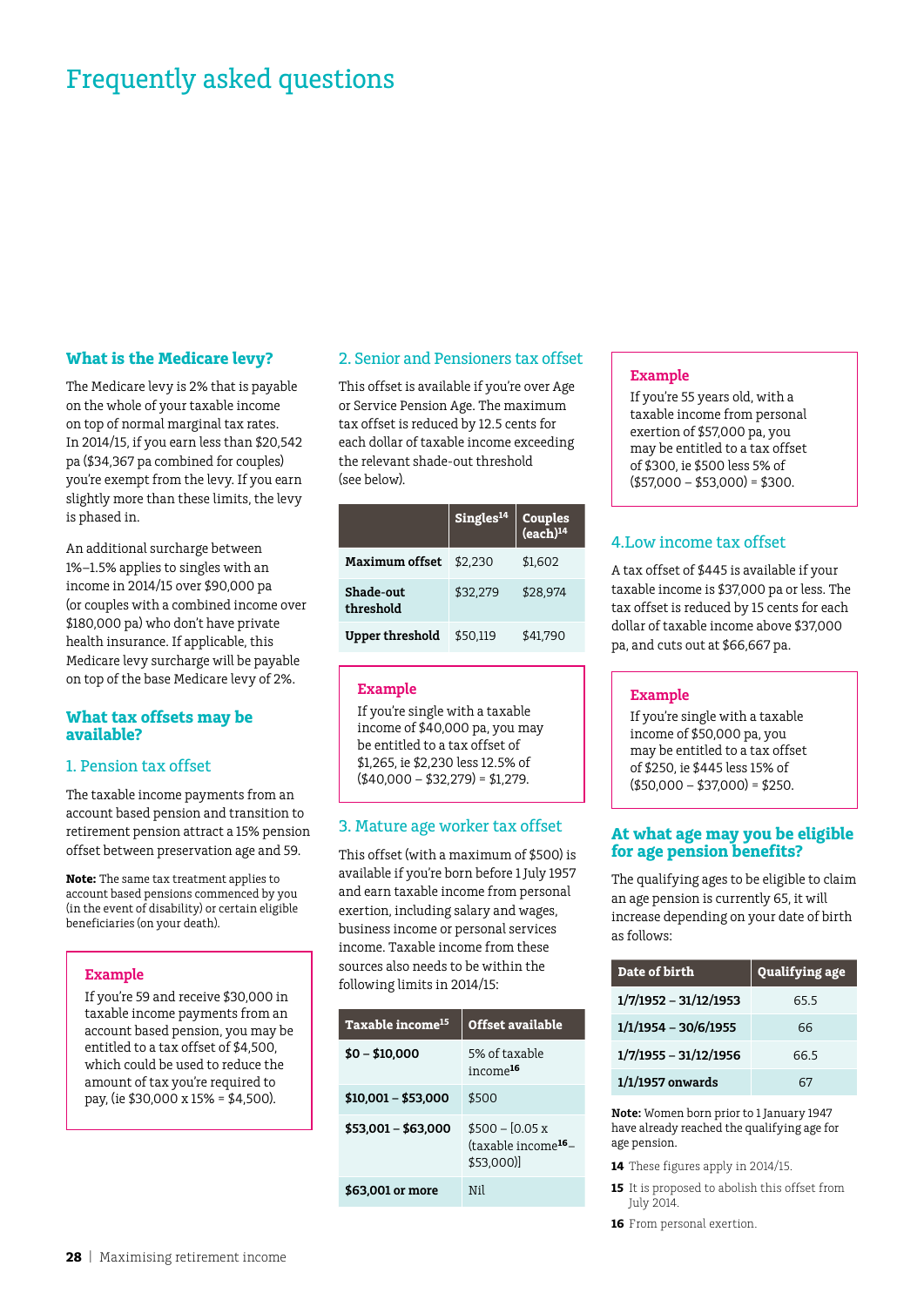# Frequently asked questions

## What is the Medicare levy?

The Medicare levy is 2% that is payable on the whole of your taxable income on top of normal marginal tax rates. In 2014/15, if you earn less than $20,542 pa ($34,367 pa combined for couples) you're exempt from the levy. If you earn slightly more than these limits, the levy is phased in.

An additional surcharge between 1%–1.5% applies to singles with an income in 2014/15 over $90,000 pa (or couples with a combined income over $180,000 pa) who don't have private health insurance. If applicable, this Medicare levy surcharge will be payable on top of the base Medicare levy of 2%.

## What tax offsets may be available?

### 1. Pension tax offset

The taxable income payments from an account based pension and transition to retirement pension attract a 15% pension offset between preservation age and 59.

**Note:** The same tax treatment applies to account based pensions commenced by you (in the event of disability) or certain eligible beneficiaries (on your death).

> **Example**
>
> If you're 59 and receive $30,000 in taxable income payments from an account based pension, you may be entitled to a tax offset of $4,500, which could be used to reduce the amount of tax you're required to pay, (ie $30,000 x 15% = $4,500).

### 2. Senior and Pensioners tax offset

This offset is available if you're over Age or Service Pension Age. The maximum tax offset is reduced by 12.5 cents for each dollar of taxable income exceeding the relevant shade-out threshold (see below).

| | Singles[14] | Couples (each)[14] |
|---|---|---|
| **Maximum offset** | $2,230 | $1,602 |
| **Shade-out threshold** | $32,279 | $28,974 |
| **Upper threshold** | $50,119 | $41,790 |

> **Example**
>
> If you're single with a taxable income of $40,000 pa, you may be entitled to a tax offset of $1,265, ie $2,230 less 12.5% of ($40,000 – $32,279) = $1,279.

### 3. Mature age worker tax offset

This offset (with a maximum of $500) is available if you're born before 1 July 1957 and earn taxable income from personal exertion, including salary and wages, business income or personal services income. Taxable income from these sources also needs to be within the following limits in 2014/15:

| Taxable income[15] | Offset available |
|---|---|
| **$0 – $10,000** | 5% of taxable income[16] |
| **$10,001 – $53,000** | $500 |
| **$53,001 – $63,000** | $500 – [0.05 x (taxable income[16] – $53,000)] |
| **$63,001 or more** | Nil |

> **Example**
>
> If you're 55 years old, with a taxable income from personal exertion of $57,000 pa, you may be entitled to a tax offset of $300, ie $500 less 5% of ($57,000 – $53,000) = $300.

### 4.Low income tax offset

A tax offset of $445 is available if your taxable income is $37,000 pa or less. The tax offset is reduced by 15 cents for each dollar of taxable income above $37,000 pa, and cuts out at $66,667 pa.

> **Example**
>
> If you're single with a taxable income of $50,000 pa, you may be entitled to a tax offset of $250, ie $445 less 15% of ($50,000 – $37,000) = $250.

## At what age may you be eligible for age pension benefits?

The qualifying ages to be eligible to claim an age pension is currently 65, it will increase depending on your date of birth as follows:

| Date of birth | Qualifying age |
|---|---|
| **1/7/1952 – 31/12/1953** | 65.5 |
| **1/1/1954 – 30/6/1955** | 66 |
| **1/7/1955 – 31/12/1956** | 66.5 |
| **1/1/1957 onwards** | 67 |

**Note:** Women born prior to 1 January 1947 have already reached the qualifying age for age pension.

**14** These figures apply in 2014/15.

**15** It is proposed to abolish this offset from July 2014.

**16** From personal exertion.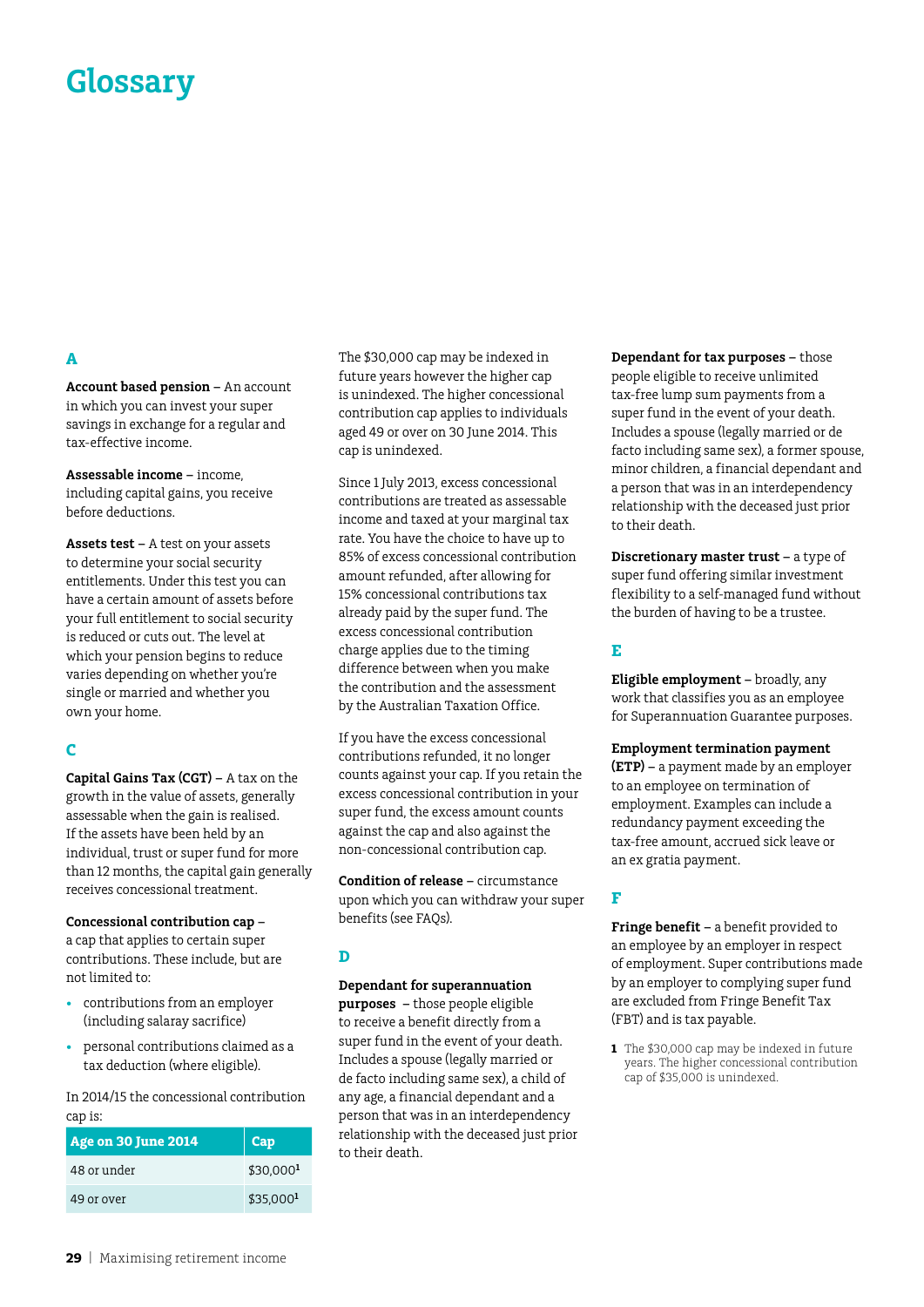# Glossary

## A

**Account based pension** – An account in which you can invest your super savings in exchange for a regular and tax-effective income.

**Assessable income** – income, including capital gains, you receive before deductions.

**Assets test** – A test on your assets to determine your social security entitlements. Under this test you can have a certain amount of assets before your full entitlement to social security is reduced or cuts out. The level at which your pension begins to reduce varies depending on whether you're single or married and whether you own your home.

## C

**Capital Gains Tax (CGT)** – A tax on the growth in the value of assets, generally assessable when the gain is realised. If the assets have been held by an individual, trust or super fund for more than 12 months, the capital gain generally receives concessional treatment.

**Concessional contribution cap** – a cap that applies to certain super contributions. These include, but are not limited to:

- contributions from an employer (including salaray sacrifice)
- personal contributions claimed as a tax deduction (where eligible).

In 2014/15 the concessional contribution cap is:

| Age on 30 June 2014 | Cap |
|---|---|
| 48 or under | $30,000[1] |
| 49 or over | $35,000[1] |

The $30,000 cap may be indexed in future years however the higher cap is unindexed. The higher concessional contribution cap applies to individuals aged 49 or over on 30 June 2014. This cap is unindexed.

Since 1 July 2013, excess concessional contributions are treated as assessable income and taxed at your marginal tax rate. You have the choice to have up to 85% of excess concessional contribution amount refunded, after allowing for 15% concessional contributions tax already paid by the super fund. The excess concessional contribution charge applies due to the timing difference between when you make the contribution and the assessment by the Australian Taxation Office.

If you have the excess concessional contributions refunded, it no longer counts against your cap. If you retain the excess concessional contribution in your super fund, the excess amount counts against the cap and also against the non-concessional contribution cap.

**Condition of release** – circumstance upon which you can withdraw your super benefits (see FAQs).

## D

**Dependant for superannuation purposes** – those people eligible to receive a benefit directly from a super fund in the event of your death. Includes a spouse (legally married or de facto including same sex), a child of any age, a financial dependant and a person that was in an interdependency relationship with the deceased just prior to their death.

**Dependant for tax purposes** – those people eligible to receive unlimited tax-free lump sum payments from a super fund in the event of your death. Includes a spouse (legally married or de facto including same sex), a former spouse, minor children, a financial dependant and a person that was in an interdependency relationship with the deceased just prior to their death.

**Discretionary master trust** – a type of super fund offering similar investment flexibility to a self-managed fund without the burden of having to be a trustee.

## E

**Eligible employment** – broadly, any work that classifies you as an employee for Superannuation Guarantee purposes.

**Employment termination payment (ETP)** – a payment made by an employer to an employee on termination of employment. Examples can include a redundancy payment exceeding the tax-free amount, accrued sick leave or an ex gratia payment.

## F

**Fringe benefit** – a benefit provided to an employee by an employer in respect of employment. Super contributions made by an employer to complying super fund are excluded from Fringe Benefit Tax (FBT) and is tax payable.

**1** The $30,000 cap may be indexed in future years. The higher concessional contribution cap of $35,000 is unindexed.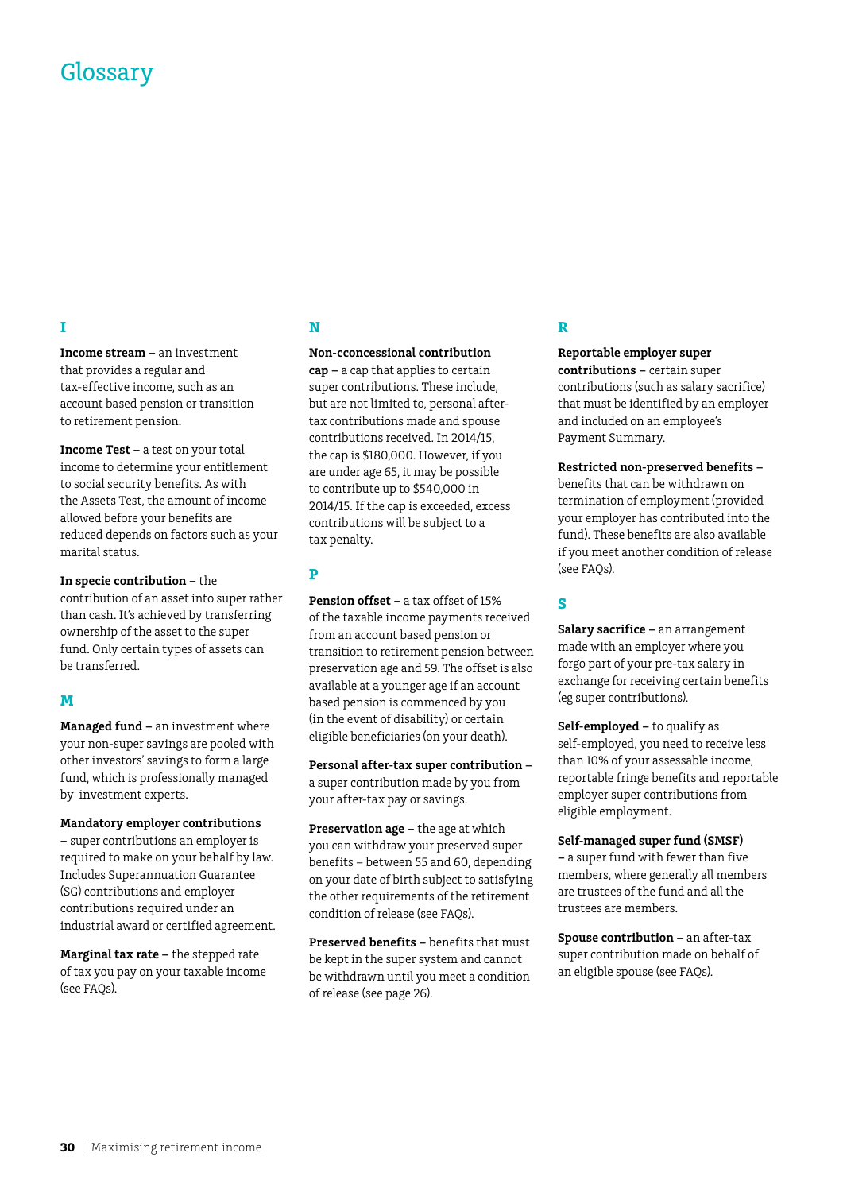# Glossary

## I

**Income stream** – an investment that provides a regular and tax-effective income, such as an account based pension or transition to retirement pension.

**Income Test** – a test on your total income to determine your entitlement to social security benefits. As with the Assets Test, the amount of income allowed before your benefits are reduced depends on factors such as your marital status.

**In specie contribution** – the contribution of an asset into super rather than cash. It's achieved by transferring ownership of the asset to the super fund. Only certain types of assets can be transferred.

## M

**Managed fund** – an investment where your non-super savings are pooled with other investors' savings to form a large fund, which is professionally managed by investment experts.

**Mandatory employer contributions** – super contributions an employer is required to make on your behalf by law. Includes Superannuation Guarantee (SG) contributions and employer contributions required under an industrial award or certified agreement.

**Marginal tax rate** – the stepped rate of tax you pay on your taxable income (see FAQs).

## N

**Non-cconcessional contribution cap** – a cap that applies to certain super contributions. These include, but are not limited to, personal after-tax contributions made and spouse contributions received. In 2014/15, the cap is $180,000. However, if you are under age 65, it may be possible to contribute up to $540,000 in 2014/15. If the cap is exceeded, excess contributions will be subject to a tax penalty.

## P

**Pension offset** – a tax offset of 15% of the taxable income payments received from an account based pension or transition to retirement pension between preservation age and 59. The offset is also available at a younger age if an account based pension is commenced by you (in the event of disability) or certain eligible beneficiaries (on your death).

**Personal after-tax super contribution** – a super contribution made by you from your after-tax pay or savings.

**Preservation age** – the age at which you can withdraw your preserved super benefits – between 55 and 60, depending on your date of birth subject to satisfying the other requirements of the retirement condition of release (see FAQs).

**Preserved benefits** – benefits that must be kept in the super system and cannot be withdrawn until you meet a condition of release (see page 26).

## R

**Reportable employer super contributions** – certain super contributions (such as salary sacrifice) that must be identified by an employer and included on an employee's Payment Summary.

**Restricted non-preserved benefits** – benefits that can be withdrawn on termination of employment (provided your employer has contributed into the fund). These benefits are also available if you meet another condition of release (see FAQs).

## S

**Salary sacrifice** – an arrangement made with an employer where you forgo part of your pre-tax salary in exchange for receiving certain benefits (eg super contributions).

**Self-employed** – to qualify as self-employed, you need to receive less than 10% of your assessable income, reportable fringe benefits and reportable employer super contributions from eligible employment.

**Self-managed super fund (SMSF)** – a super fund with fewer than five members, where generally all members are trustees of the fund and all the trustees are members.

**Spouse contribution** – an after-tax super contribution made on behalf of an eligible spouse (see FAQs).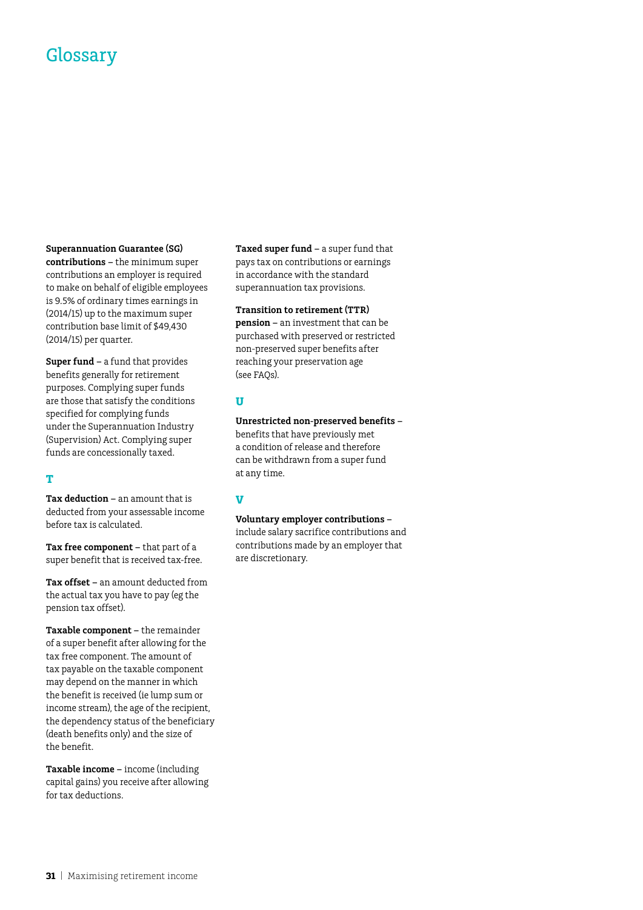# Glossary

**Superannuation Guarantee (SG) contributions** – the minimum super contributions an employer is required to make on behalf of eligible employees is 9.5% of ordinary times earnings in (2014/15) up to the maximum super contribution base limit of $49,430 (2014/15) per quarter.

**Super fund** – a fund that provides benefits generally for retirement purposes. Complying super funds are those that satisfy the conditions specified for complying funds under the Superannuation Industry (Supervision) Act. Complying super funds are concessionally taxed.

## T

**Tax deduction** – an amount that is deducted from your assessable income before tax is calculated.

**Tax free component** – that part of a super benefit that is received tax-free.

**Tax offset** – an amount deducted from the actual tax you have to pay (eg the pension tax offset).

**Taxable component** – the remainder of a super benefit after allowing for the tax free component. The amount of tax payable on the taxable component may depend on the manner in which the benefit is received (ie lump sum or income stream), the age of the recipient, the dependency status of the beneficiary (death benefits only) and the size of the benefit.

**Taxable income** – income (including capital gains) you receive after allowing for tax deductions.

**Taxed super fund** – a super fund that pays tax on contributions or earnings in accordance with the standard superannuation tax provisions.

**Transition to retirement (TTR) pension** – an investment that can be purchased with preserved or restricted non-preserved super benefits after reaching your preservation age (see FAQs).

## U

**Unrestricted non-preserved benefits** – benefits that have previously met a condition of release and therefore can be withdrawn from a super fund at any time.

## V

**Voluntary employer contributions** – include salary sacrifice contributions and contributions made by an employer that are discretionary.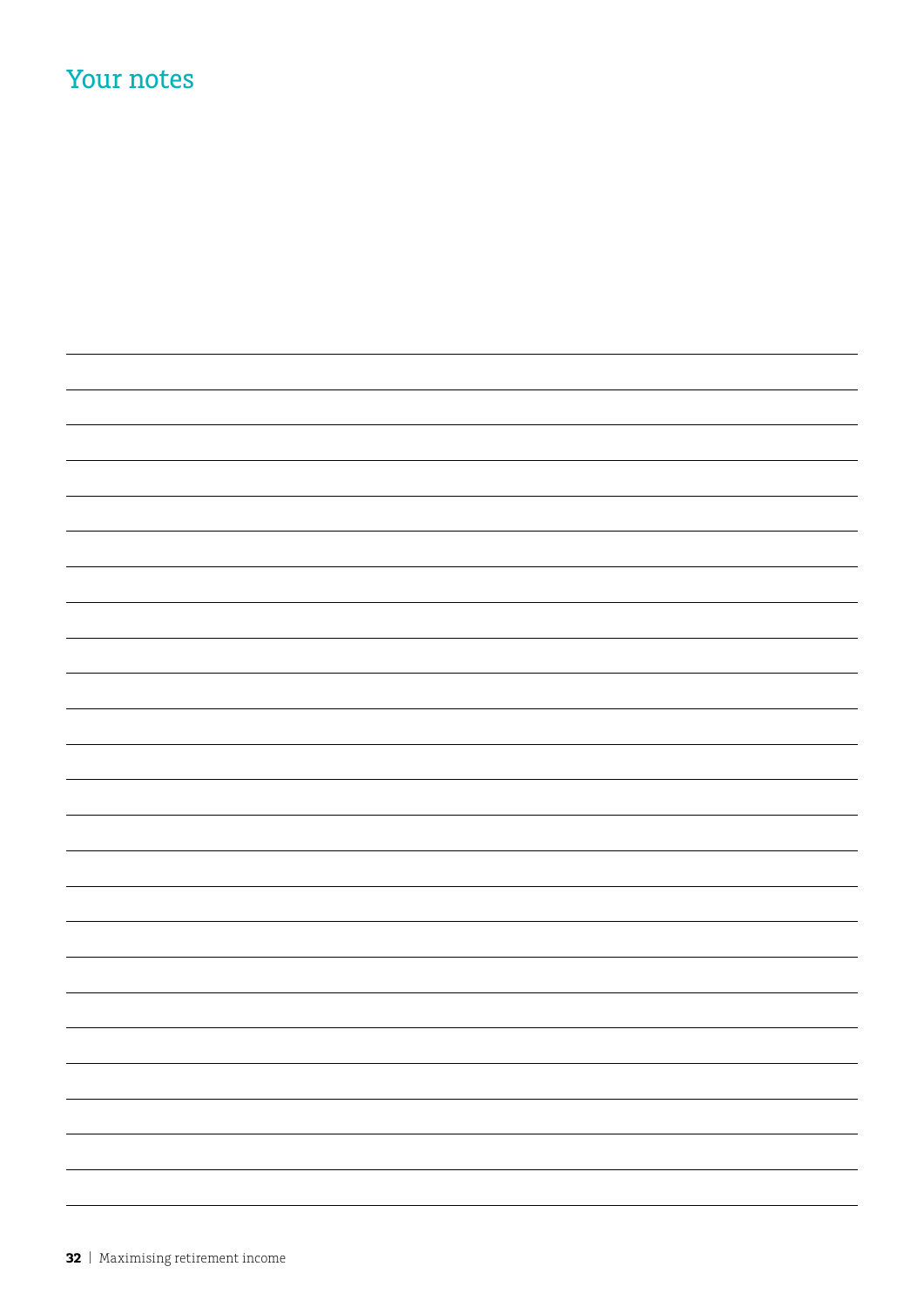## Your notes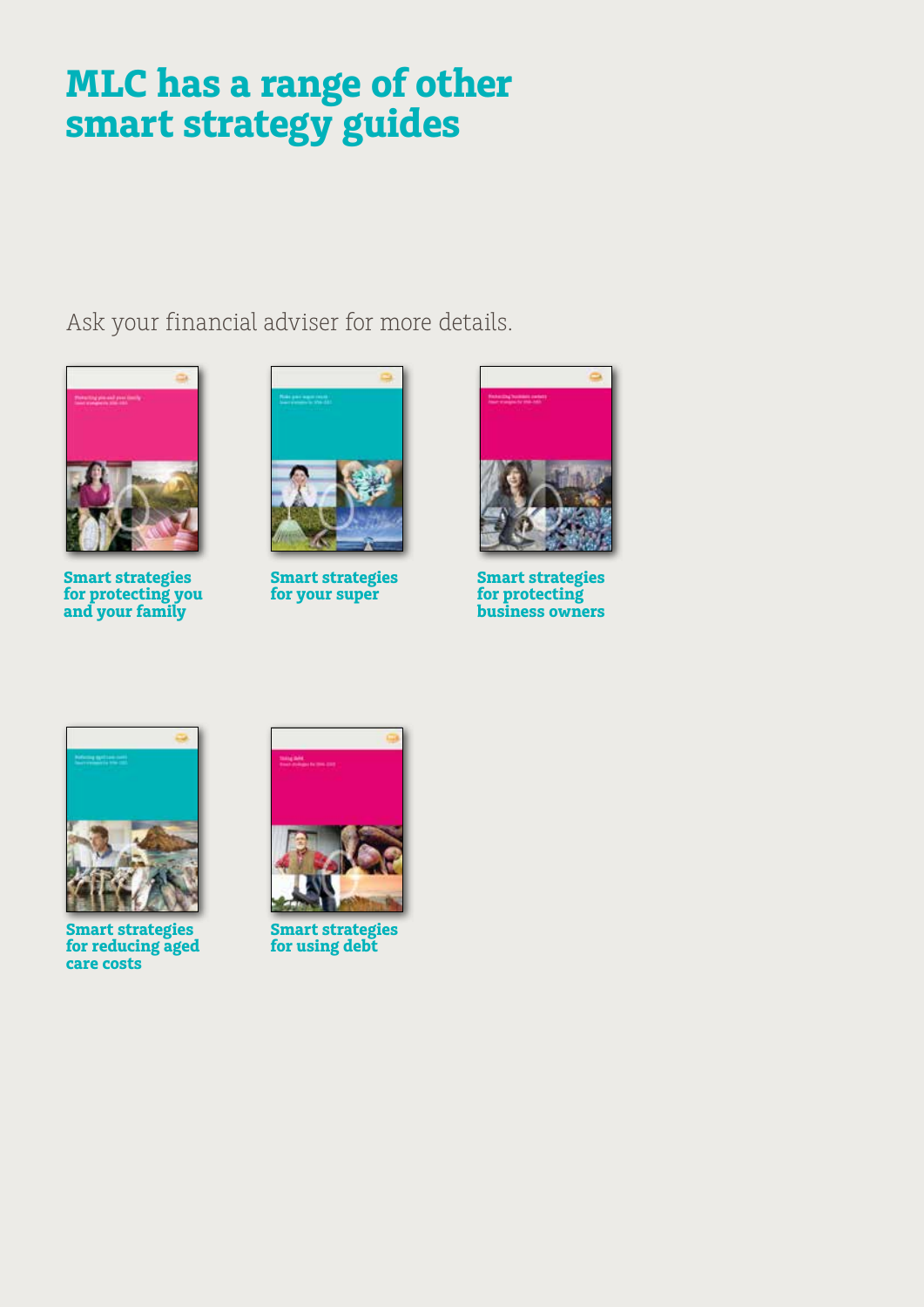# MLC has a range of other smart strategy guides

Ask your financial adviser for more details.

**Smart strategies for protecting you and your family**

**Smart strategies for your super**

**Smart strategies for protecting business owners**

**Smart strategies for reducing aged care costs**

**Smart strategies for using debt**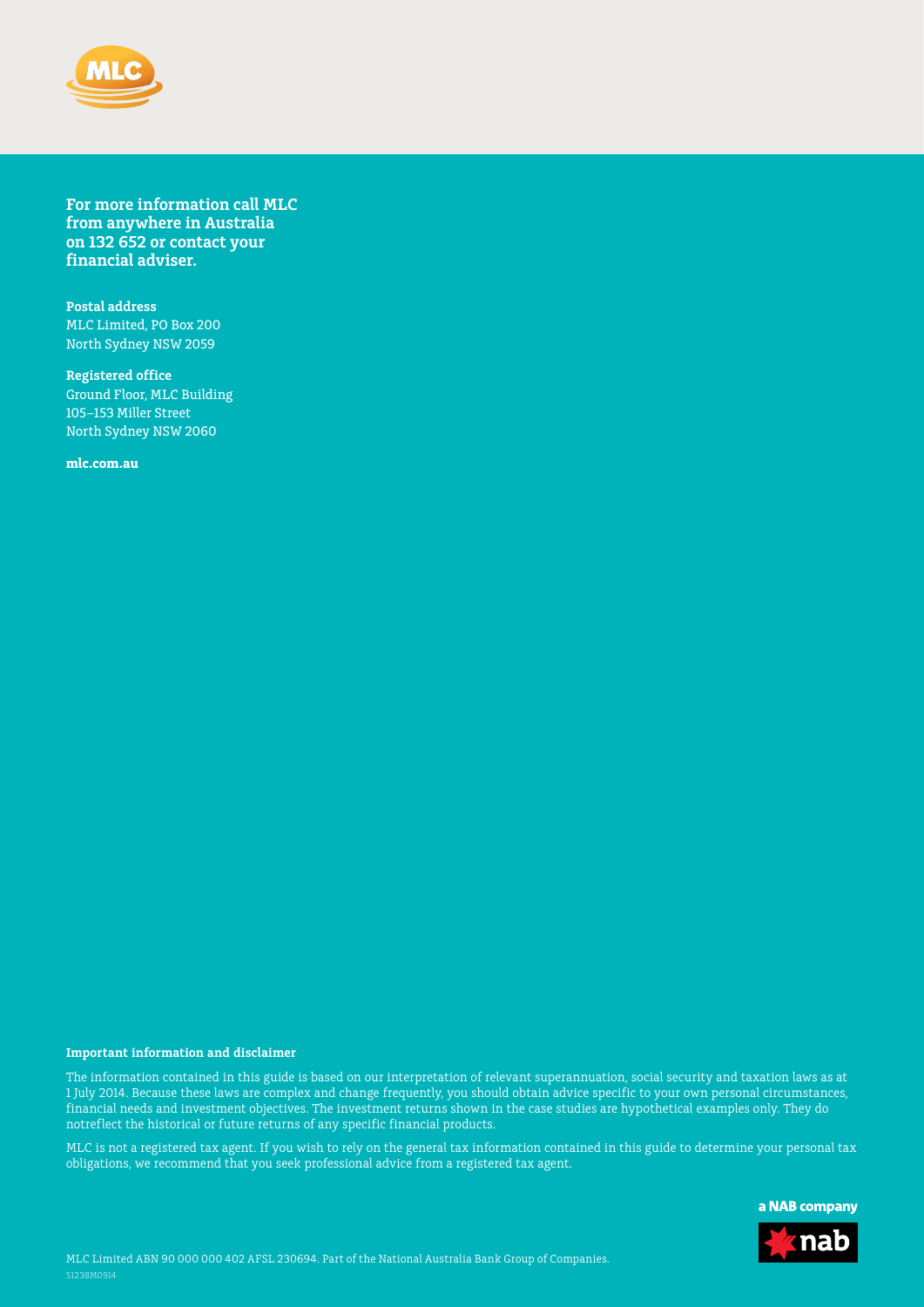**For more information call MLC from anywhere in Australia on 132 652 or contact your financial adviser.**

**Postal address**
MLC Limited, PO Box 200
North Sydney NSW 2059

**Registered office**
Ground Floor, MLC Building
105–153 Miller Street
North Sydney NSW 2060

**mlc.com.au**

**Important information and disclaimer**

The information contained in this guide is based on our interpretation of relevant superannuation, social security and taxation laws as at 1 July 2014. Because these laws are complex and change frequently, you should obtain advice specific to your own personal circumstances, financial needs and investment objectives. The investment returns shown in the case studies are hypothetical examples only. They do notreflect the historical or future returns of any specific financial products.

MLC is not a registered tax agent. If you wish to rely on the general tax information contained in this guide to determine your personal tax obligations, we recommend that you seek professional advice from a registered tax agent.

a NAB company

MLC Limited ABN 90 000 000 402 AFSL 230694. Part of the National Australia Bank Group of Companies.
51238M0914